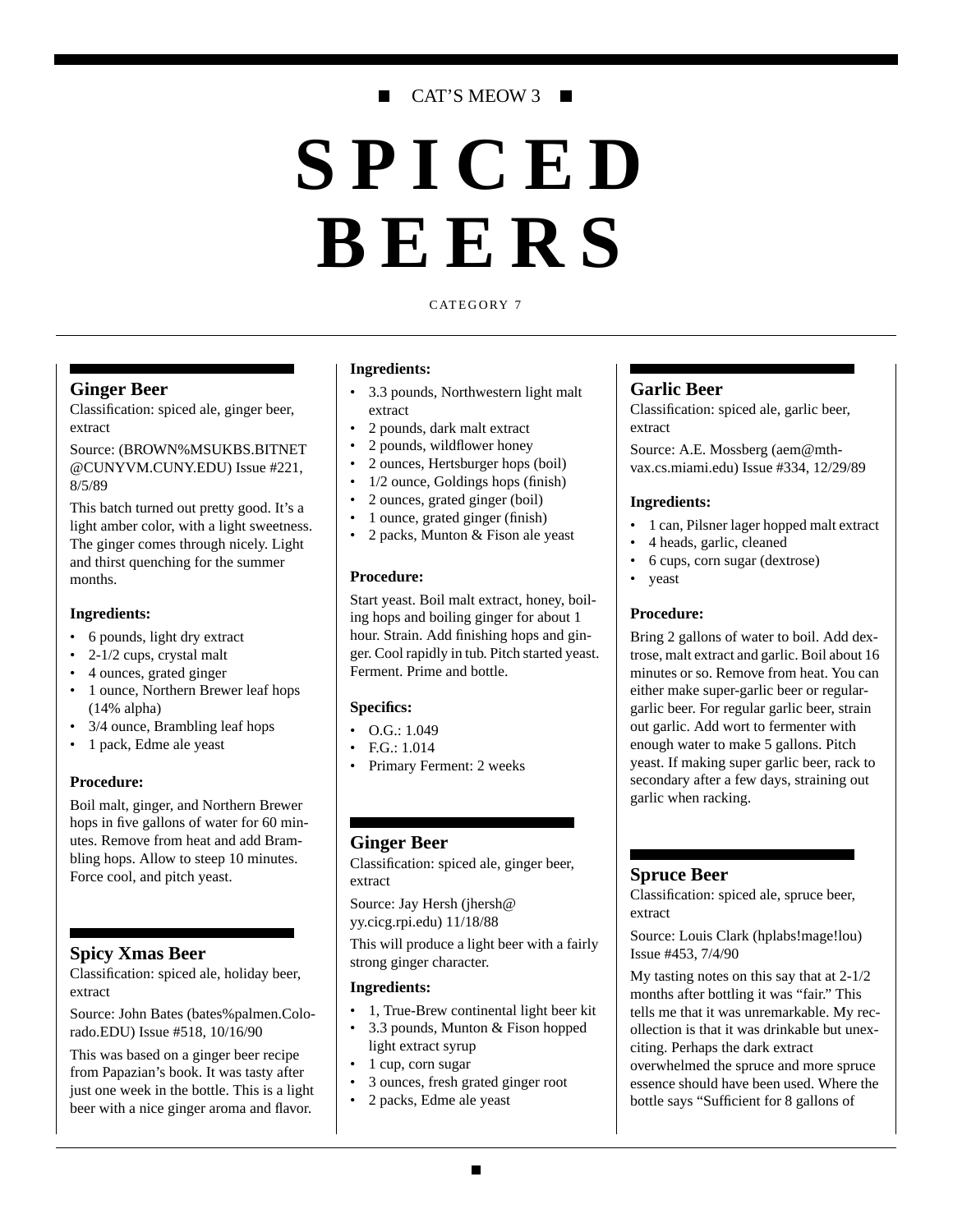CAT'S MEOW 3

# SPICED BEERS

CATEGORY 7

## Ginger Beer

Classification: spiced ale, ginger beer, extract

Source: (BROWN%MSUKBS.BITNET @CUNYVM.CUNY.EDU) Issue #221, 8/5/89

This batch turned out pretty good. It's a light amber color, with a light sweetness. The ginger comes through nicely. Light and thirst quenching for the summer months.

**Ingredients:**

- 6 pounds, light dry extract
- 2-1/2 cups, crystal malt
- 4 ounces, grated ginger
- 1 ounce, Northern Brewer leaf hops (14% alpha)
- 3/4 ounce, Brambling leaf hops
- 1 pack, Edme ale yeast

**Procedure:**

Boil malt, ginger, and Northern Brewer hops in five gallons of water for 60 minutes. Remove from heat and add Brambling hops. Allow to steep 10 minutes. Force cool, and pitch yeast.

## Spicy Xmas Beer

Classification: spiced ale, holiday beer, extract

Source: John Bates (bates%palmen.Colorado.EDU) Issue #518, 10/16/90

This was based on a ginger beer recipe from Papazian's book. It was tasty after just one week in the bottle. This is a light beer with a nice ginger aroma and flavor.

**Ingredients:**

- 3.3 pounds, Northwestern light malt extract
- 2 pounds, dark malt extract
- 2 pounds, wildflower honey
- 2 ounces, Hertsburger hops (boil)
- 1/2 ounce, Goldings hops (finish)
- 2 ounces, grated ginger (boil)
- 1 ounce, grated ginger (finish)
- 2 packs, Munton & Fison ale yeast

**Procedure:**

Start yeast. Boil malt extract, honey, boiling hops and boiling ginger for about 1 hour. Strain. Add finishing hops and ginger. Cool rapidly in tub. Pitch started yeast. Ferment. Prime and bottle.

**Specifics:**

- O.G.: 1.049
- F.G.: 1.014
- Primary Ferment: 2 weeks

## Ginger Beer

Classification: spiced ale, ginger beer, extract

Source: Jay Hersh (jhersh@ yy.cicg.rpi.edu) 11/18/88

This will produce a light beer with a fairly strong ginger character.

**Ingredients:**

- 1, True-Brew continental light beer kit
- 3.3 pounds, Munton & Fison hopped light extract syrup
- 1 cup, corn sugar
- 3 ounces, fresh grated ginger root
- 2 packs, Edme ale yeast

## Garlic Beer

Classification: spiced ale, garlic beer, extract

Source: A.E. Mossberg (aem@mthvax.cs.miami.edu) Issue #334, 12/29/89

**Ingredients:**

- 1 can, Pilsner lager hopped malt extract
- 4 heads, garlic, cleaned
- 6 cups, corn sugar (dextrose)
- yeast

**Procedure:**

Bring 2 gallons of water to boil. Add dextrose, malt extract and garlic. Boil about 16 minutes or so. Remove from heat. You can either make super-garlic beer or regular-garlic beer. For regular garlic beer, strain out garlic. Add wort to fermenter with enough water to make 5 gallons. Pitch yeast. If making super garlic beer, rack to secondary after a few days, straining out garlic when racking.

## Spruce Beer

Classification: spiced ale, spruce beer, extract

Source: Louis Clark (hplabs!mage!lou) Issue #453, 7/4/90

My tasting notes on this say that at 2-1/2 months after bottling it was "fair." This tells me that it was unremarkable. My recollection is that it was drinkable but unexciting. Perhaps the dark extract overwhelmed the spruce and more spruce essence should have been used. Where the bottle says "Sufficient for 8 gallons of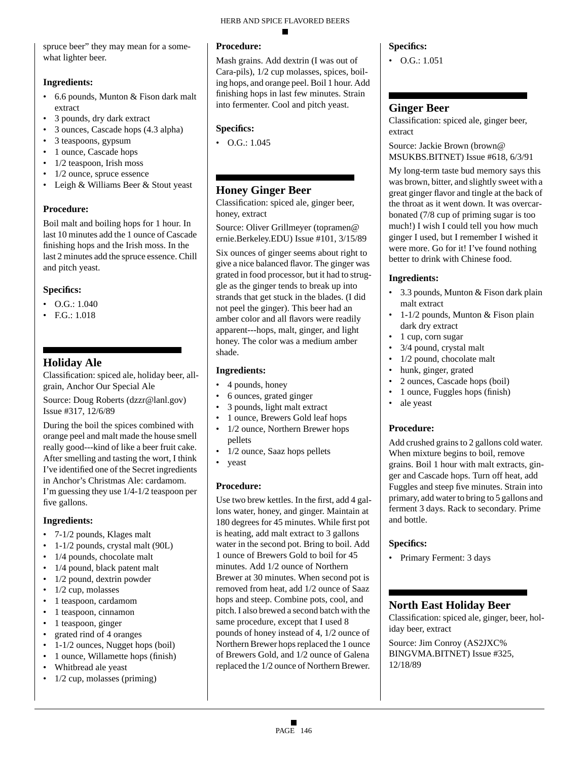spruce beer" they may mean for a somewhat lighter beer.

### Ingredients:

- 6.6 pounds, Munton & Fison dark malt extract
- 3 pounds, dry dark extract
- 3 ounces, Cascade hops (4.3 alpha)
- 3 teaspoons, gypsum
- 1 ounce, Cascade hops
- 1/2 teaspoon, Irish moss
- 1/2 ounce, spruce essence
- Leigh & Williams Beer & Stout yeast

### Procedure:

Boil malt and boiling hops for 1 hour. In last 10 minutes add the 1 ounce of Cascade finishing hops and the Irish moss. In the last 2 minutes add the spruce essence. Chill and pitch yeast.

### Specifics:

- O.G.: 1.040
- F.G.: 1.018

## Holiday Ale

Classification: spiced ale, holiday beer, all-grain, Anchor Our Special Ale

Source: Doug Roberts (dzzr@lanl.gov) Issue #317, 12/6/89

During the boil the spices combined with orange peel and malt made the house smell really good---kind of like a beer fruit cake. After smelling and tasting the wort, I think I've identified one of the Secret ingredients in Anchor's Christmas Ale: cardamom. I'm guessing they use 1/4-1/2 teaspoon per five gallons.

### Ingredients:

- 7-1/2 pounds, Klages malt
- 1-1/2 pounds, crystal malt (90L)
- 1/4 pounds, chocolate malt
- 1/4 pound, black patent malt
- 1/2 pound, dextrin powder
- 1/2 cup, molasses
- 1 teaspoon, cardamom
- 1 teaspoon, cinnamon
- 1 teaspoon, ginger
- grated rind of 4 oranges
- 1-1/2 ounces, Nugget hops (boil)
- 1 ounce, Willamette hops (finish)
- Whitbread ale yeast
- 1/2 cup, molasses (priming)

### Procedure:

Mash grains. Add dextrin (I was out of Cara-pils), 1/2 cup molasses, spices, boiling hops, and orange peel. Boil 1 hour. Add finishing hops in last few minutes. Strain into fermenter. Cool and pitch yeast.

### Specifics:

- O.G.: 1.045

## Honey Ginger Beer

Classification: spiced ale, ginger beer, honey, extract

Source: Oliver Grillmeyer (topramen@ernie.Berkeley.EDU) Issue #101, 3/15/89

Six ounces of ginger seems about right to give a nice balanced flavor. The ginger was grated in food processor, but it had to struggle as the ginger tends to break up into strands that get stuck in the blades. (I did not peel the ginger). This beer had an amber color and all flavors were readily apparent---hops, malt, ginger, and light honey. The color was a medium amber shade.

### Ingredients:

- 4 pounds, honey
- 6 ounces, grated ginger
- 3 pounds, light malt extract
- 1 ounce, Brewers Gold leaf hops
- 1/2 ounce, Northern Brewer hops pellets
- 1/2 ounce, Saaz hops pellets
- yeast

### Procedure:

Use two brew kettles. In the first, add 4 gallons water, honey, and ginger. Maintain at 180 degrees for 45 minutes. While first pot is heating, add malt extract to 3 gallons water in the second pot. Bring to boil. Add 1 ounce of Brewers Gold to boil for 45 minutes. Add 1/2 ounce of Northern Brewer at 30 minutes. When second pot is removed from heat, add 1/2 ounce of Saaz hops and steep. Combine pots, cool, and pitch. I also brewed a second batch with the same procedure, except that I used 8 pounds of honey instead of 4, 1/2 ounce of Northern Brewer hops replaced the 1 ounce of Brewers Gold, and 1/2 ounce of Galena replaced the 1/2 ounce of Northern Brewer.

### Specifics:

- O.G.: 1.051

## Ginger Beer

Classification: spiced ale, ginger beer, extract

Source: Jackie Brown (brown@MSUKBS.BITNET) Issue #618, 6/3/91

My long-term taste bud memory says this was brown, bitter, and slightly sweet with a great ginger flavor and tingle at the back of the throat as it went down. It was overcarbonated (7/8 cup of priming sugar is too much!) I wish I could tell you how much ginger I used, but I remember I wished it were more. Go for it! I've found nothing better to drink with Chinese food.

### Ingredients:

- 3.3 pounds, Munton & Fison dark plain malt extract
- 1-1/2 pounds, Munton & Fison plain dark dry extract
- 1 cup, corn sugar
- 3/4 pound, crystal malt
- 1/2 pound, chocolate malt
- hunk, ginger, grated
- 2 ounces, Cascade hops (boil)
- 1 ounce, Fuggles hops (finish)
- ale yeast

### Procedure:

Add crushed grains to 2 gallons cold water. When mixture begins to boil, remove grains. Boil 1 hour with malt extracts, ginger and Cascade hops. Turn off heat, add Fuggles and steep five minutes. Strain into primary, add water to bring to 5 gallons and ferment 3 days. Rack to secondary. Prime and bottle.

### Specifics:

- Primary Ferment: 3 days

## North East Holiday Beer

Classification: spiced ale, ginger, beer, holiday beer, extract

Source: Jim Conroy (AS2JXC%BINGVMA.BITNET) Issue #325, 12/18/89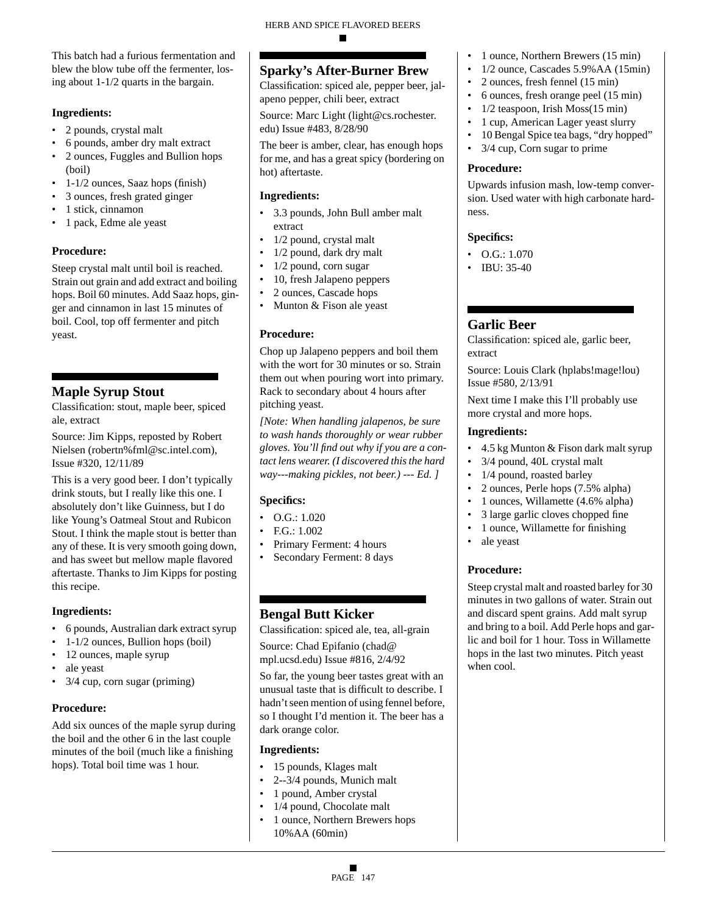This batch had a furious fermentation and blew the blow tube off the fermenter, losing about 1-1/2 quarts in the bargain.

### Ingredients:

- 2 pounds, crystal malt
- 6 pounds, amber dry malt extract
- 2 ounces, Fuggles and Bullion hops (boil)
- 1-1/2 ounces, Saaz hops (finish)
- 3 ounces, fresh grated ginger
- 1 stick, cinnamon
- 1 pack, Edme ale yeast

### Procedure:

Steep crystal malt until boil is reached. Strain out grain and add extract and boiling hops. Boil 60 minutes. Add Saaz hops, ginger and cinnamon in last 15 minutes of boil. Cool, top off fermenter and pitch yeast.

## Maple Syrup Stout

Classification: stout, maple beer, spiced ale, extract

Source: Jim Kipps, reposted by Robert Nielsen (robertn%fml@sc.intel.com), Issue #320, 12/11/89

This is a very good beer. I don't typically drink stouts, but I really like this one. I absolutely don't like Guinness, but I do like Young's Oatmeal Stout and Rubicon Stout. I think the maple stout is better than any of these. It is very smooth going down, and has sweet but mellow maple flavored aftertaste. Thanks to Jim Kipps for posting this recipe.

### Ingredients:

- 6 pounds, Australian dark extract syrup
- 1-1/2 ounces, Bullion hops (boil)
- 12 ounces, maple syrup
- ale yeast
- 3/4 cup, corn sugar (priming)

### Procedure:

Add six ounces of the maple syrup during the boil and the other 6 in the last couple minutes of the boil (much like a finishing hops). Total boil time was 1 hour.

## Sparky's After-Burner Brew

Classification: spiced ale, pepper beer, jalapeno pepper, chili beer, extract

Source: Marc Light (light@cs.rochester.edu) Issue #483, 8/28/90

The beer is amber, clear, has enough hops for me, and has a great spicy (bordering on hot) aftertaste.

### Ingredients:

- 3.3 pounds, John Bull amber malt extract
- 1/2 pound, crystal malt
- 1/2 pound, dark dry malt
- 1/2 pound, corn sugar
- 10, fresh Jalapeno peppers
- 2 ounces, Cascade hops
- Munton & Fison ale yeast

### Procedure:

Chop up Jalapeno peppers and boil them with the wort for 30 minutes or so. Strain them out when pouring wort into primary. Rack to secondary about 4 hours after pitching yeast.

*[Note: When handling jalapenos, be sure to wash hands thoroughly or wear rubber gloves. You'll find out why if you are a contact lens wearer. (I discovered this the hard way---making pickles, not beer.) --- Ed. ]*

### Specifics:

- O.G.: 1.020
- F.G.: 1.002
- Primary Ferment: 4 hours
- Secondary Ferment: 8 days

## Bengal Butt Kicker

Classification: spiced ale, tea, all-grain

Source: Chad Epifanio (chad@mpl.ucsd.edu) Issue #816, 2/4/92

So far, the young beer tastes great with an unusual taste that is difficult to describe. I hadn't seen mention of using fennel before, so I thought I'd mention it. The beer has a dark orange color.

### Ingredients:

- 15 pounds, Klages malt
- 2--3/4 pounds, Munich malt
- 1 pound, Amber crystal
- 1/4 pound, Chocolate malt
- 1 ounce, Northern Brewers hops 10%AA (60min)
- 1 ounce, Northern Brewers (15 min)
- 1/2 ounce, Cascades 5.9%AA (15min)
- 2 ounces, fresh fennel (15 min)
- 6 ounces, fresh orange peel (15 min)
- 1/2 teaspoon, Irish Moss(15 min)
- 1 cup, American Lager yeast slurry
- 10 Bengal Spice tea bags, "dry hopped"
- 3/4 cup, Corn sugar to prime

### Procedure:

Upwards infusion mash, low-temp conversion. Used water with high carbonate hardness.

### Specifics:

- O.G.: 1.070
- IBU: 35-40

## Garlic Beer

Classification: spiced ale, garlic beer, extract

Source: Louis Clark (hplabs!mage!lou) Issue #580, 2/13/91

Next time I make this I'll probably use more crystal and more hops.

### Ingredients:

- 4.5 kg Munton & Fison dark malt syrup
- 3/4 pound, 40L crystal malt
- 1/4 pound, roasted barley
- 2 ounces, Perle hops (7.5% alpha)
- 1 ounces, Willamette (4.6% alpha)
- 3 large garlic cloves chopped fine
- 1 ounce, Willamette for finishing
- ale yeast

### Procedure:

Steep crystal malt and roasted barley for 30 minutes in two gallons of water. Strain out and discard spent grains. Add malt syrup and bring to a boil. Add Perle hops and garlic and boil for 1 hour. Toss in Willamette hops in the last two minutes. Pitch yeast when cool.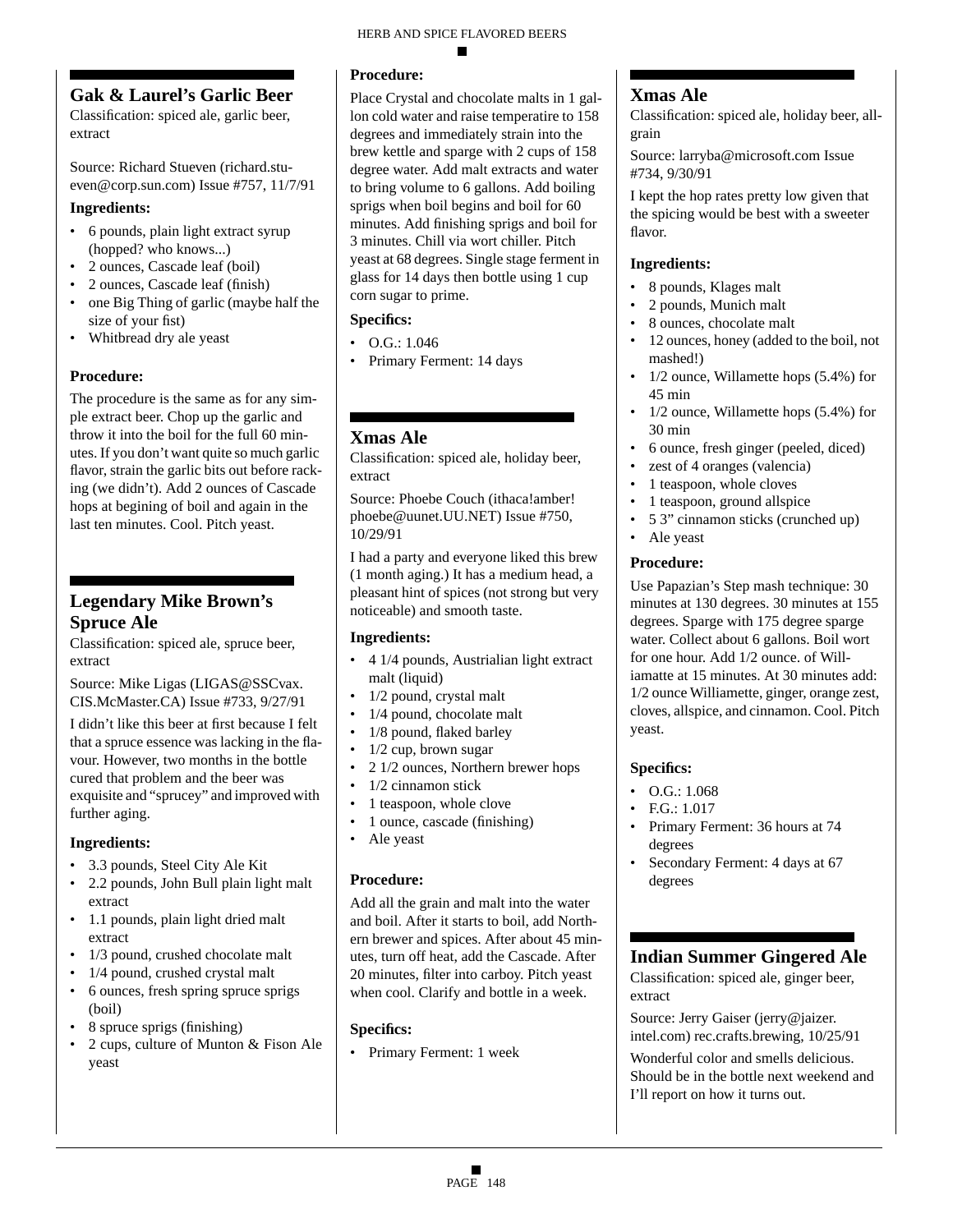## Gak & Laurel's Garlic Beer

Classification: spiced ale, garlic beer, extract

Source: Richard Stueven (richard.stueven@corp.sun.com) Issue #757, 11/7/91

**Ingredients:**

- 6 pounds, plain light extract syrup (hopped? who knows...)
- 2 ounces, Cascade leaf (boil)
- 2 ounces, Cascade leaf (finish)
- one Big Thing of garlic (maybe half the size of your fist)
- Whitbread dry ale yeast

**Procedure:**

The procedure is the same as for any simple extract beer. Chop up the garlic and throw it into the boil for the full 60 minutes. If you don't want quite so much garlic flavor, strain the garlic bits out before racking (we didn't). Add 2 ounces of Cascade hops at begining of boil and again in the last ten minutes. Cool. Pitch yeast.

## Legendary Mike Brown's Spruce Ale

Classification: spiced ale, spruce beer, extract

Source: Mike Ligas (LIGAS@SSCvax.CIS.McMaster.CA) Issue #733, 9/27/91

I didn't like this beer at first because I felt that a spruce essence was lacking in the flavour. However, two months in the bottle cured that problem and the beer was exquisite and "sprucey" and improved with further aging.

**Ingredients:**

- 3.3 pounds, Steel City Ale Kit
- 2.2 pounds, John Bull plain light malt extract
- 1.1 pounds, plain light dried malt extract
- 1/3 pound, crushed chocolate malt
- 1/4 pound, crushed crystal malt
- 6 ounces, fresh spring spruce sprigs (boil)
- 8 spruce sprigs (finishing)
- 2 cups, culture of Munton & Fison Ale yeast

**Procedure:**

Place Crystal and chocolate malts in 1 gallon cold water and raise temperatire to 158 degrees and immediately strain into the brew kettle and sparge with 2 cups of 158 degree water. Add malt extracts and water to bring volume to 6 gallons. Add boiling sprigs when boil begins and boil for 60 minutes. Add finishing sprigs and boil for 3 minutes. Chill via wort chiller. Pitch yeast at 68 degrees. Single stage ferment in glass for 14 days then bottle using 1 cup corn sugar to prime.

**Specifics:**

- O.G.: 1.046
- Primary Ferment: 14 days

## Xmas Ale

Classification: spiced ale, holiday beer, extract

Source: Phoebe Couch (ithaca!amber!phoebe@uunet.UU.NET) Issue #750, 10/29/91

I had a party and everyone liked this brew (1 month aging.) It has a medium head, a pleasant hint of spices (not strong but very noticeable) and smooth taste.

**Ingredients:**

- 4 1/4 pounds, Austrialian light extract malt (liquid)
- 1/2 pound, crystal malt
- 1/4 pound, chocolate malt
- 1/8 pound, flaked barley
- 1/2 cup, brown sugar
- 2 1/2 ounces, Northern brewer hops
- 1/2 cinnamon stick
- 1 teaspoon, whole clove
- 1 ounce, cascade (finishing)
- Ale yeast

**Procedure:**

Add all the grain and malt into the water and boil. After it starts to boil, add Northern brewer and spices. After about 45 minutes, turn off heat, add the Cascade. After 20 minutes, filter into carboy. Pitch yeast when cool. Clarify and bottle in a week.

**Specifics:**

- Primary Ferment: 1 week

## Xmas Ale

Classification: spiced ale, holiday beer, all-grain

Source: larryba@microsoft.com Issue #734, 9/30/91

I kept the hop rates pretty low given that the spicing would be best with a sweeter flavor.

**Ingredients:**

- 8 pounds, Klages malt
- 2 pounds, Munich malt
- 8 ounces, chocolate malt
- 12 ounces, honey (added to the boil, not mashed!)
- 1/2 ounce, Willamette hops (5.4%) for 45 min
- 1/2 ounce, Willamette hops (5.4%) for 30 min
- 6 ounce, fresh ginger (peeled, diced)
- zest of 4 oranges (valencia)
- 1 teaspoon, whole cloves
- 1 teaspoon, ground allspice
- 5 3" cinnamon sticks (crunched up)
- Ale yeast

**Procedure:**

Use Papazian's Step mash technique: 30 minutes at 130 degrees. 30 minutes at 155 degrees. Sparge with 175 degree sparge water. Collect about 6 gallons. Boil wort for one hour. Add 1/2 ounce. of Williamatte at 15 minutes. At 30 minutes add: 1/2 ounce Williamette, ginger, orange zest, cloves, allspice, and cinnamon. Cool. Pitch yeast.

**Specifics:**

- O.G.: 1.068
- F.G.: 1.017
- Primary Ferment: 36 hours at 74 degrees
- Secondary Ferment: 4 days at 67 degrees

## Indian Summer Gingered Ale

Classification: spiced ale, ginger beer, extract

Source: Jerry Gaiser (jerry@jaizer.intel.com) rec.crafts.brewing, 10/25/91

Wonderful color and smells delicious. Should be in the bottle next weekend and I'll report on how it turns out.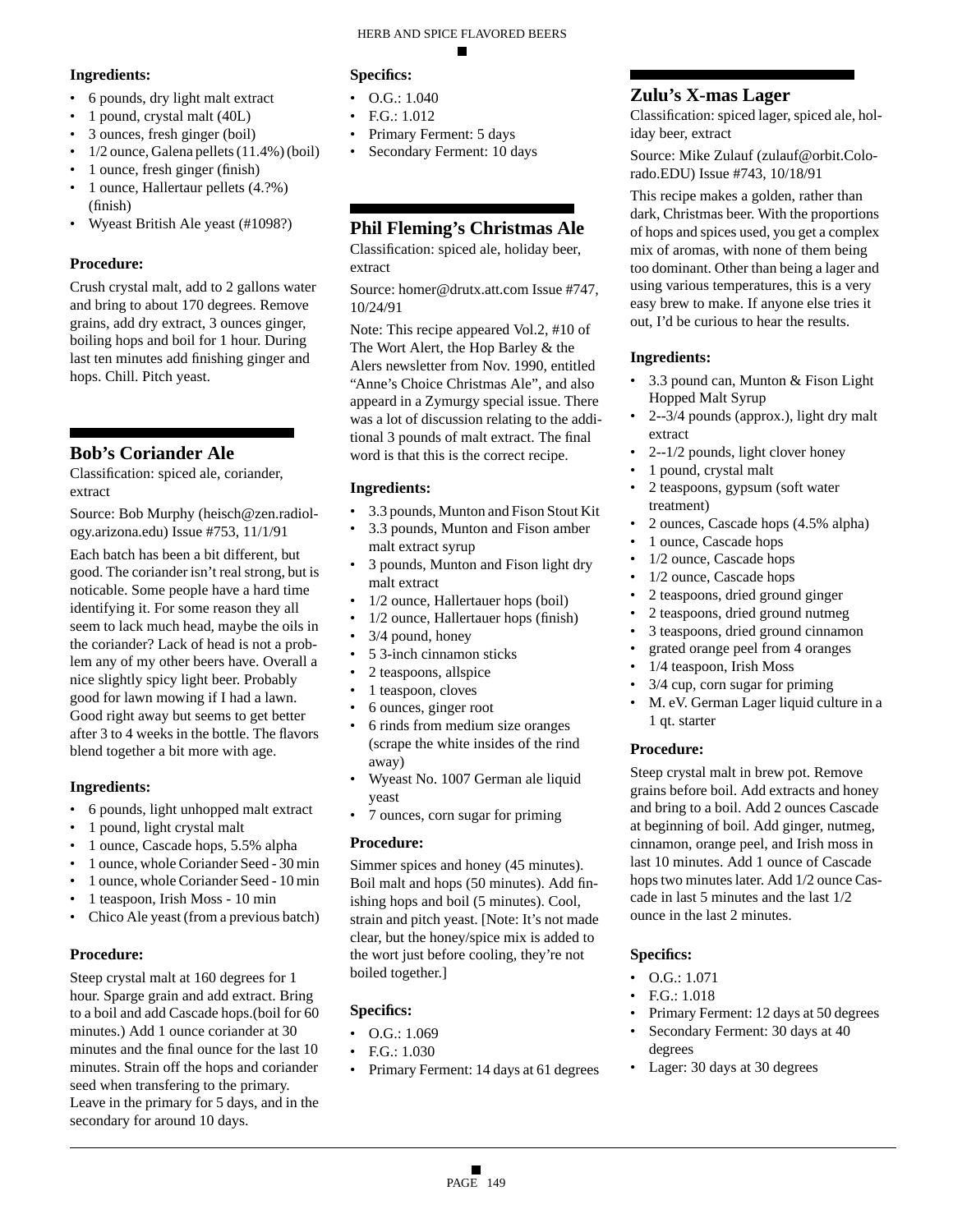**Ingredients:**

- 6 pounds, dry light malt extract
- 1 pound, crystal malt (40L)
- 3 ounces, fresh ginger (boil)
- 1/2 ounce, Galena pellets (11.4%) (boil)
- 1 ounce, fresh ginger (finish)
- 1 ounce, Hallertaur pellets (4.?%) (finish)
- Wyeast British Ale yeast (#1098?)

**Procedure:**

Crush crystal malt, add to 2 gallons water and bring to about 170 degrees. Remove grains, add dry extract, 3 ounces ginger, boiling hops and boil for 1 hour. During last ten minutes add finishing ginger and hops. Chill. Pitch yeast.

## Bob's Coriander Ale

Classification: spiced ale, coriander, extract

Source: Bob Murphy (heisch@zen.radiology.arizona.edu) Issue #753, 11/1/91

Each batch has been a bit different, but good. The coriander isn't real strong, but is noticable. Some people have a hard time identifying it. For some reason they all seem to lack much head, maybe the oils in the coriander? Lack of head is not a problem any of my other beers have. Overall a nice slightly spicy light beer. Probably good for lawn mowing if I had a lawn. Good right away but seems to get better after 3 to 4 weeks in the bottle. The flavors blend together a bit more with age.

**Ingredients:**

- 6 pounds, light unhopped malt extract
- 1 pound, light crystal malt
- 1 ounce, Cascade hops, 5.5% alpha
- 1 ounce, whole Coriander Seed - 30 min
- 1 ounce, whole Coriander Seed - 10 min
- 1 teaspoon, Irish Moss - 10 min
- Chico Ale yeast (from a previous batch)

**Procedure:**

Steep crystal malt at 160 degrees for 1 hour. Sparge grain and add extract. Bring to a boil and add Cascade hops.(boil for 60 minutes.) Add 1 ounce coriander at 30 minutes and the final ounce for the last 10 minutes. Strain off the hops and coriander seed when transfering to the primary. Leave in the primary for 5 days, and in the secondary for around 10 days.

**Specifics:**

- O.G.: 1.040
- F.G.: 1.012
- Primary Ferment: 5 days
- Secondary Ferment: 10 days

## Phil Fleming's Christmas Ale

Classification: spiced ale, holiday beer, extract

Source: homer@drutx.att.com Issue #747, 10/24/91

Note: This recipe appeared Vol.2, #10 of The Wort Alert, the Hop Barley & the Alers newsletter from Nov. 1990, entitled "Anne's Choice Christmas Ale", and also appear in a Zymurgy special issue. There was a lot of discussion relating to the additional 3 pounds of malt extract. The final word is that this is the correct recipe.

**Ingredients:**

- 3.3 pounds, Munton and Fison Stout Kit
- 3.3 pounds, Munton and Fison amber malt extract syrup
- 3 pounds, Munton and Fison light dry malt extract
- 1/2 ounce, Hallertauer hops (boil)
- 1/2 ounce, Hallertauer hops (finish)
- 3/4 pound, honey
- 5 3-inch cinnamon sticks
- 2 teaspoons, allspice
- 1 teaspoon, cloves
- 6 ounces, ginger root
- 6 rinds from medium size oranges (scrape the white insides of the rind away)
- Wyeast No. 1007 German ale liquid yeast
- 7 ounces, corn sugar for priming

**Procedure:**

Simmer spices and honey (45 minutes). Boil malt and hops (50 minutes). Add finishing hops and boil (5 minutes). Cool, strain and pitch yeast. [Note: It's not made clear, but the honey/spice mix is added to the wort just before cooling, they're not boiled together.]

**Specifics:**

- O.G.: 1.069
- F.G.: 1.030
- Primary Ferment: 14 days at 61 degrees

## Zulu's X-mas Lager

Classification: spiced lager, spiced ale, holiday beer, extract

Source: Mike Zulauf (zulauf@orbit.Colorado.EDU) Issue #743, 10/18/91

This recipe makes a golden, rather than dark, Christmas beer. With the proportions of hops and spices used, you get a complex mix of aromas, with none of them being too dominant. Other than being a lager and using various temperatures, this is a very easy brew to make. If anyone else tries it out, I'd be curious to hear the results.

**Ingredients:**

- 3.3 pound can, Munton & Fison Light Hopped Malt Syrup
- 2--3/4 pounds (approx.), light dry malt extract
- 2--1/2 pounds, light clover honey
- 1 pound, crystal malt
- 2 teaspoons, gypsum (soft water treatment)
- 2 ounces, Cascade hops (4.5% alpha)
- 1 ounce, Cascade hops
- 1/2 ounce, Cascade hops
- 1/2 ounce, Cascade hops
- 2 teaspoons, dried ground ginger
- 2 teaspoons, dried ground nutmeg
- 3 teaspoons, dried ground cinnamon
- grated orange peel from 4 oranges
- 1/4 teaspoon, Irish Moss
- 3/4 cup, corn sugar for priming
- M. eV. German Lager liquid culture in a 1 qt. starter

**Procedure:**

Steep crystal malt in brew pot. Remove grains before boil. Add extracts and honey and bring to a boil. Add 2 ounces Cascade at beginning of boil. Add ginger, nutmeg, cinnamon, orange peel, and Irish moss in last 10 minutes. Add 1 ounce of Cascade hops two minutes later. Add 1/2 ounce Cascade in last 5 minutes and the last 1/2 ounce in the last 2 minutes.

**Specifics:**

- O.G.: 1.071
- F.G.: 1.018
- Primary Ferment: 12 days at 50 degrees
- Secondary Ferment: 30 days at 40 degrees
- Lager: 30 days at 30 degrees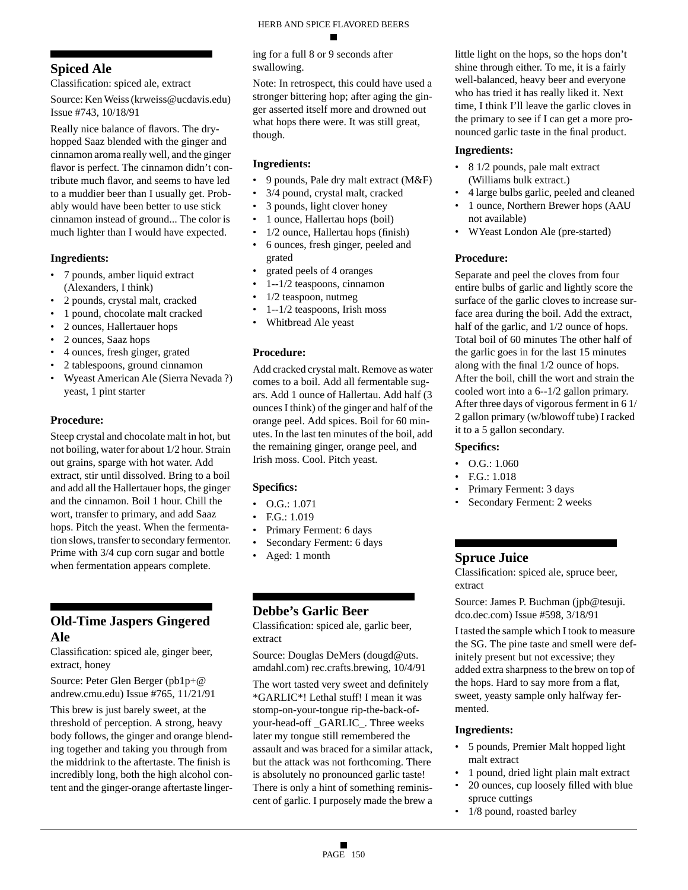## Spiced Ale

Classification: spiced ale, extract

Source: Ken Weiss (krweiss@ucdavis.edu) Issue #743, 10/18/91

Really nice balance of flavors. The dry-hopped Saaz blended with the ginger and cinnamon aroma really well, and the ginger flavor is perfect. The cinnamon didn't contribute much flavor, and seems to have led to a muddier beer than I usually get. Probably would have been better to use stick cinnamon instead of ground... The color is much lighter than I would have expected.

### Ingredients:

- 7 pounds, amber liquid extract (Alexanders, I think)
- 2 pounds, crystal malt, cracked
- 1 pound, chocolate malt cracked
- 2 ounces, Hallertauer hops
- 2 ounces, Saaz hops
- 4 ounces, fresh ginger, grated
- 2 tablespoons, ground cinnamon
- Wyeast American Ale (Sierra Nevada ?) yeast, 1 pint starter

### Procedure:

Steep crystal and chocolate malt in hot, but not boiling, water for about 1/2 hour. Strain out grains, sparge with hot water. Add extract, stir until dissolved. Bring to a boil and add all the Hallertauer hops, the ginger and the cinnamon. Boil 1 hour. Chill the wort, transfer to primary, and add Saaz hops. Pitch the yeast. When the fermentation slows, transfer to secondary fermentor. Prime with 3/4 cup corn sugar and bottle when fermentation appears complete.

## Old-Time Jaspers Gingered Ale

Classification: spiced ale, ginger beer, extract, honey

Source: Peter Glen Berger (pb1p+@andrew.cmu.edu) Issue #765, 11/21/91

This brew is just barely sweet, at the threshold of perception. A strong, heavy body follows, the ginger and orange blending together and taking you through from the middrink to the aftertaste. The finish is incredibly long, both the high alcohol content and the ginger-orange aftertaste lingering for a full 8 or 9 seconds after swallowing.

Note: In retrospect, this could have used a stronger bittering hop; after aging the ginger asserted itself more and drowned out what hops there were. It was still great, though.

### Ingredients:

- 9 pounds, Pale dry malt extract (M&F)
- 3/4 pound, crystal malt, cracked
- 3 pounds, light clover honey
- 1 ounce, Hallertau hops (boil)
- 1/2 ounce, Hallertau hops (finish)
- 6 ounces, fresh ginger, peeled and grated
- grated peels of 4 oranges
- 1--1/2 teaspoons, cinnamon
- 1/2 teaspoon, nutmeg
- 1--1/2 teaspoons, Irish moss
- Whitbread Ale yeast

### Procedure:

Add cracked crystal malt. Remove as water comes to a boil. Add all fermentable sugars. Add 1 ounce of Hallertau. Add half (3 ounces I think) of the ginger and half of the orange peel. Add spices. Boil for 60 minutes. In the last ten minutes of the boil, add the remaining ginger, orange peel, and Irish moss. Cool. Pitch yeast.

### Specifics:

- O.G.: 1.071
- F.G.: 1.019
- Primary Ferment: 6 days
- Secondary Ferment: 6 days
- Aged: 1 month

## Debbe's Garlic Beer

Classification: spiced ale, garlic beer, extract

Source: Douglas DeMers (dougd@uts.amdahl.com) rec.crafts.brewing, 10/4/91

The wort tasted very sweet and definitely *GARLIC*! Lethal stuff! I mean it was stomp-on-your-tongue rip-the-back-of-your-head-off _GARLIC_. Three weeks later my tongue still remembered the assault and was braced for a similar attack, but the attack was not forthcoming. There is absolutely no pronounced garlic taste! There is only a hint of something reminiscent of garlic. I purposely made the brew a little light on the hops, so the hops don't shine through either. To me, it is a fairly well-balanced, heavy beer and everyone who has tried it has really liked it. Next time, I think I'll leave the garlic cloves in the primary to see if I can get a more pronounced garlic taste in the final product.

### Ingredients:

- 8 1/2 pounds, pale malt extract (Williams bulk extract.)
- 4 large bulbs garlic, peeled and cleaned
- 1 ounce, Northern Brewer hops (AAU not available)
- WYeast London Ale (pre-started)

### Procedure:

Separate and peel the cloves from four entire bulbs of garlic and lightly score the surface of the garlic cloves to increase surface area during the boil. Add the extract, half of the garlic, and 1/2 ounce of hops. Total boil of 60 minutes The other half of the garlic goes in for the last 15 minutes along with the final 1/2 ounce of hops. After the boil, chill the wort and strain the cooled wort into a 6--1/2 gallon primary. After three days of vigorous ferment in 6 1/2 gallon primary (w/blowoff tube) I racked it to a 5 gallon secondary.

### Specifics:

- O.G.: 1.060
- F.G.: 1.018
- Primary Ferment: 3 days
- Secondary Ferment: 2 weeks

## Spruce Juice

Classification: spiced ale, spruce beer, extract

Source: James P. Buchman (jpb@tesuji.dco.dec.com) Issue #598, 3/18/91

I tasted the sample which I took to measure the SG. The pine taste and smell were definitely present but not excessive; they added extra sharpness to the brew on top of the hops. Hard to say more from a flat, sweet, yeasty sample only halfway fermented.

### Ingredients:

- 5 pounds, Premier Malt hopped light malt extract
- 1 pound, dried light plain malt extract
- 20 ounces, cup loosely filled with blue spruce cuttings
- 1/8 pound, roasted barley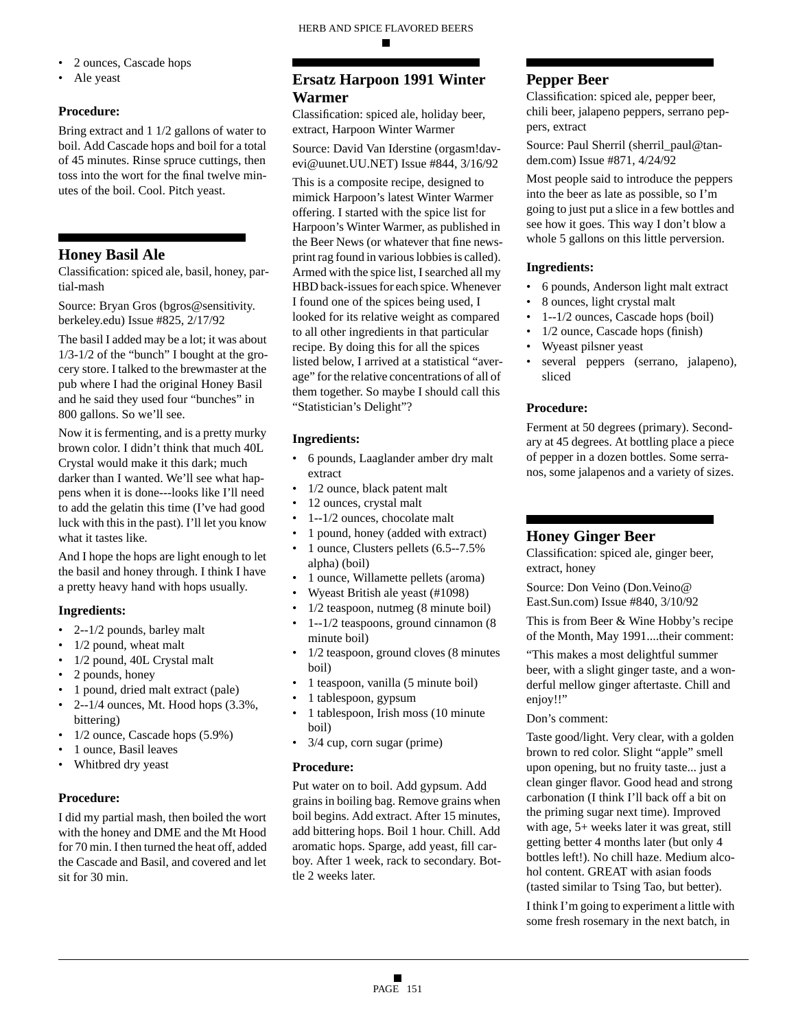- 2 ounces, Cascade hops
- Ale yeast

**Procedure:**

Bring extract and 1 1/2 gallons of water to boil. Add Cascade hops and boil for a total of 45 minutes. Rinse spruce cuttings, then toss into the wort for the final twelve minutes of the boil. Cool. Pitch yeast.

## Honey Basil Ale

Classification: spiced ale, basil, honey, partial-mash

Source: Bryan Gros (bgros@sensitivity.berkeley.edu) Issue #825, 2/17/92

The basil I added may be a lot; it was about 1/3-1/2 of the "bunch" I bought at the grocery store. I talked to the brewmaster at the pub where I had the original Honey Basil and he said they used four "bunches" in 800 gallons. So we'll see.

Now it is fermenting, and is a pretty murky brown color. I didn't think that much 40L Crystal would make it this dark; much darker than I wanted. We'll see what happens when it is done---looks like I'll need to add the gelatin this time (I've had good luck with this in the past). I'll let you know what it tastes like.

And I hope the hops are light enough to let the basil and honey through. I think I have a pretty heavy hand with hops usually.

**Ingredients:**

- 2--1/2 pounds, barley malt
- 1/2 pound, wheat malt
- 1/2 pound, 40L Crystal malt
- 2 pounds, honey
- 1 pound, dried malt extract (pale)
- 2--1/4 ounces, Mt. Hood hops (3.3%, bittering)
- 1/2 ounce, Cascade hops (5.9%)
- 1 ounce, Basil leaves
- Whitbred dry yeast

**Procedure:**

I did my partial mash, then boiled the wort with the honey and DME and the Mt Hood for 70 min. I then turned the heat off, added the Cascade and Basil, and covered and let sit for 30 min.

## Ersatz Harpoon 1991 Winter Warmer

Classification: spiced ale, holiday beer, extract, Harpoon Winter Warmer

Source: David Van Iderstine (orgasm!davevi@uunet.UU.NET) Issue #844, 3/16/92

This is a composite recipe, designed to mimick Harpoon's latest Winter Warmer offering. I started with the spice list for Harpoon's Winter Warmer, as published in the Beer News (or whatever that fine newsprint rag found in various lobbies is called). Armed with the spice list, I searched all my HBD back-issues for each spice. Whenever I found one of the spices being used, I looked for its relative weight as compared to all other ingredients in that particular recipe. By doing this for all the spices listed below, I arrived at a statistical "average" for the relative concentrations of all of them together. So maybe I should call this "Statistician's Delight"?

**Ingredients:**

- 6 pounds, Laaglander amber dry malt extract
- 1/2 ounce, black patent malt
- 12 ounces, crystal malt
- 1--1/2 ounces, chocolate malt
- 1 pound, honey (added with extract)
- 1 ounce, Clusters pellets (6.5--7.5% alpha) (boil)
- 1 ounce, Willamette pellets (aroma)
- Wyeast British ale yeast (#1098)
- 1/2 teaspoon, nutmeg (8 minute boil)
- 1--1/2 teaspoons, ground cinnamon (8 minute boil)
- 1/2 teaspoon, ground cloves (8 minutes boil)
- 1 teaspoon, vanilla (5 minute boil)
- 1 tablespoon, gypsum
- 1 tablespoon, Irish moss (10 minute boil)
- 3/4 cup, corn sugar (prime)

**Procedure:**

Put water on to boil. Add gypsum. Add grains in boiling bag. Remove grains when boil begins. Add extract. After 15 minutes, add bittering hops. Boil 1 hour. Chill. Add aromatic hops. Sparge, add yeast, fill carboy. After 1 week, rack to secondary. Bottle 2 weeks later.

## Pepper Beer

Classification: spiced ale, pepper beer, chili beer, jalapeno peppers, serrano peppers, extract

Source: Paul Sherril (sherril_paul@tandem.com) Issue #871, 4/24/92

Most people said to introduce the peppers into the beer as late as possible, so I'm going to just put a slice in a few bottles and see how it goes. This way I don't blow a whole 5 gallons on this little perversion.

**Ingredients:**

- 6 pounds, Anderson light malt extract
- 8 ounces, light crystal malt
- 1--1/2 ounces, Cascade hops (boil)
- 1/2 ounce, Cascade hops (finish)
- Wyeast pilsner yeast
- several peppers (serrano, jalapeno), sliced

**Procedure:**

Ferment at 50 degrees (primary). Secondary at 45 degrees. At bottling place a piece of pepper in a dozen bottles. Some serranos, some jalapenos and a variety of sizes.

## Honey Ginger Beer

Classification: spiced ale, ginger beer, extract, honey

Source: Don Veino (Don.Veino@East.Sun.com) Issue #840, 3/10/92

This is from Beer & Wine Hobby's recipe of the Month, May 1991....their comment:

"This makes a most delightful summer beer, with a slight ginger taste, and a wonderful mellow ginger aftertaste. Chill and enjoy!!"

Don's comment:

Taste good/light. Very clear, with a golden brown to red color. Slight "apple" smell upon opening, but no fruity taste... just a clean ginger flavor. Good head and strong carbonation (I think I'll back off a bit on the priming sugar next time). Improved with age, 5+ weeks later it was great, still getting better 4 months later (but only 4 bottles left!). No chill haze. Medium alcohol content. GREAT with asian foods (tasted similar to Tsing Tao, but better).

I think I'm going to experiment a little with some fresh rosemary in the next batch, in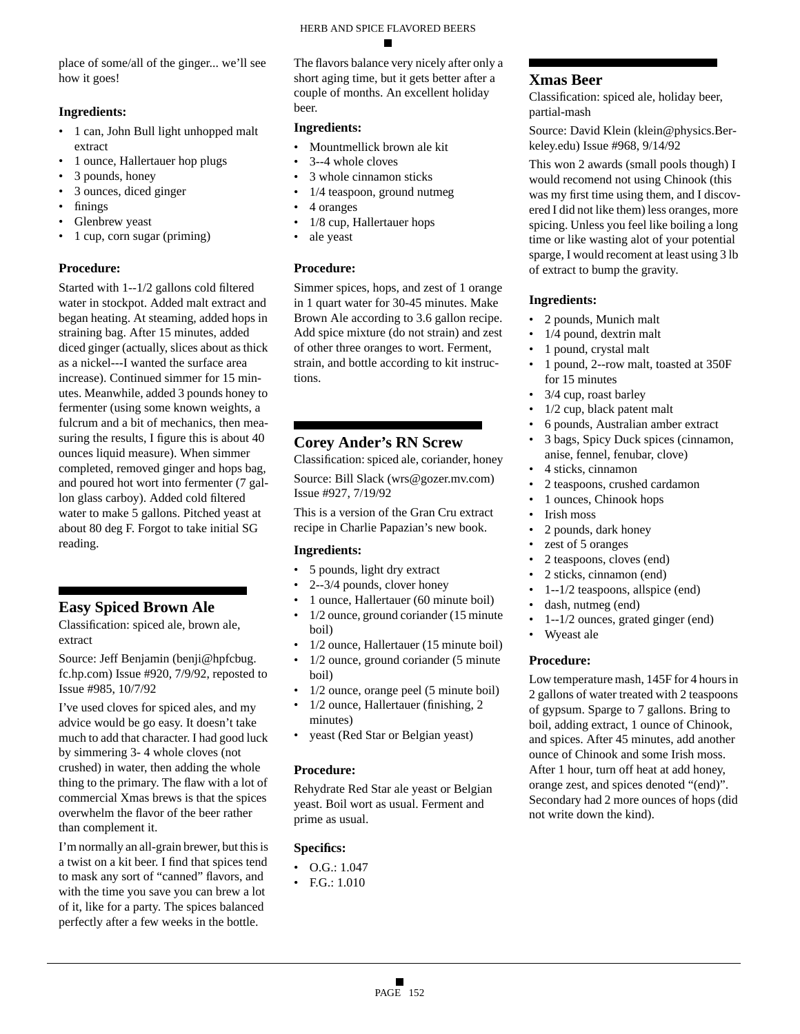place of some/all of the ginger... we'll see how it goes!

### Ingredients:

- 1 can, John Bull light unhopped malt extract
- 1 ounce, Hallertauer hop plugs
- 3 pounds, honey
- 3 ounces, diced ginger
- finings
- Glenbrew yeast
- 1 cup, corn sugar (priming)

### Procedure:

Started with 1--1/2 gallons cold filtered water in stockpot. Added malt extract and began heating. At steaming, added hops in straining bag. After 15 minutes, added diced ginger (actually, slices about as thick as a nickel---I wanted the surface area increase). Continued simmer for 15 minutes. Meanwhile, added 3 pounds honey to fermenter (using some known weights, a fulcrum and a bit of mechanics, then measuring the results, I figure this is about 40 ounces liquid measure). When simmer completed, removed ginger and hops bag, and poured hot wort into fermenter (7 gallon glass carboy). Added cold filtered water to make 5 gallons. Pitched yeast at about 80 deg F. Forgot to take initial SG reading.

## Easy Spiced Brown Ale

Classification: spiced ale, brown ale, extract

Source: Jeff Benjamin (benji@hpfcbug.fc.hp.com) Issue #920, 7/9/92, reposted to Issue #985, 10/7/92

I've used cloves for spiced ales, and my advice would be go easy. It doesn't take much to add that character. I had good luck by simmering 3- 4 whole cloves (not crushed) in water, then adding the whole thing to the primary. The flaw with a lot of commercial Xmas brews is that the spices overwhelm the flavor of the beer rather than complement it.

I'm normally an all-grain brewer, but this is a twist on a kit beer. I find that spices tend to mask any sort of "canned" flavors, and with the time you save you can brew a lot of it, like for a party. The spices balanced perfectly after a few weeks in the bottle.

The flavors balance very nicely after only a short aging time, but it gets better after a couple of months. An excellent holiday beer.

### Ingredients:

- Mountmellick brown ale kit
- 3--4 whole cloves
- 3 whole cinnamon sticks
- 1/4 teaspoon, ground nutmeg
- 4 oranges
- 1/8 cup, Hallertauer hops
- ale yeast

### Procedure:

Simmer spices, hops, and zest of 1 orange in 1 quart water for 30-45 minutes. Make Brown Ale according to 3.6 gallon recipe. Add spice mixture (do not strain) and zest of other three oranges to wort. Ferment, strain, and bottle according to kit instructions.

## Corey Ander's RN Screw

Classification: spiced ale, coriander, honey

Source: Bill Slack (wrs@gozer.mv.com) Issue #927, 7/19/92

This is a version of the Gran Cru extract recipe in Charlie Papazian's new book.

### Ingredients:

- 5 pounds, light dry extract
- 2--3/4 pounds, clover honey
- 1 ounce, Hallertauer (60 minute boil)
- 1/2 ounce, ground coriander (15 minute boil)
- 1/2 ounce, Hallertauer (15 minute boil)
- 1/2 ounce, ground coriander (5 minute boil)
- 1/2 ounce, orange peel (5 minute boil)
- 1/2 ounce, Hallertauer (finishing, 2 minutes)
- yeast (Red Star or Belgian yeast)

### Procedure:

Rehydrate Red Star ale yeast or Belgian yeast. Boil wort as usual. Ferment and prime as usual.

### Specifics:

- O.G.: 1.047
- F.G.: 1.010

## Xmas Beer

Classification: spiced ale, holiday beer, partial-mash

Source: David Klein (klein@physics.Berkeley.edu) Issue #968, 9/14/92

This won 2 awards (small pools though) I would recomend not using Chinook (this was my first time using them, and I discovered I did not like them) less oranges, more spicing. Unless you feel like boiling a long time or like wasting alot of your potential sparge, I would recoment at least using 3 lb of extract to bump the gravity.

### Ingredients:

- 2 pounds, Munich malt
- 1/4 pound, dextrin malt
- 1 pound, crystal malt
- 1 pound, 2--row malt, toasted at 350F for 15 minutes
- 3/4 cup, roast barley
- 1/2 cup, black patent malt
- 6 pounds, Australian amber extract
- 3 bags, Spicy Duck spices (cinnamon, anise, fennel, fenubar, clove)
- 4 sticks, cinnamon
- 2 teaspoons, crushed cardamon
- 1 ounces, Chinook hops
- Irish moss
- 2 pounds, dark honey
- zest of 5 oranges
- 2 teaspoons, cloves (end)
- 2 sticks, cinnamon (end)
- 1--1/2 teaspoons, allspice (end)
- dash, nutmeg (end)
- 1--1/2 ounces, grated ginger (end)
- Wyeast ale

### Procedure:

Low temperature mash, 145F for 4 hours in 2 gallons of water treated with 2 teaspoons of gypsum. Sparge to 7 gallons. Bring to boil, adding extract, 1 ounce of Chinook, and spices. After 45 minutes, add another ounce of Chinook and some Irish moss. After 1 hour, turn off heat at add honey, orange zest, and spices denoted "(end)". Secondary had 2 more ounces of hops (did not write down the kind).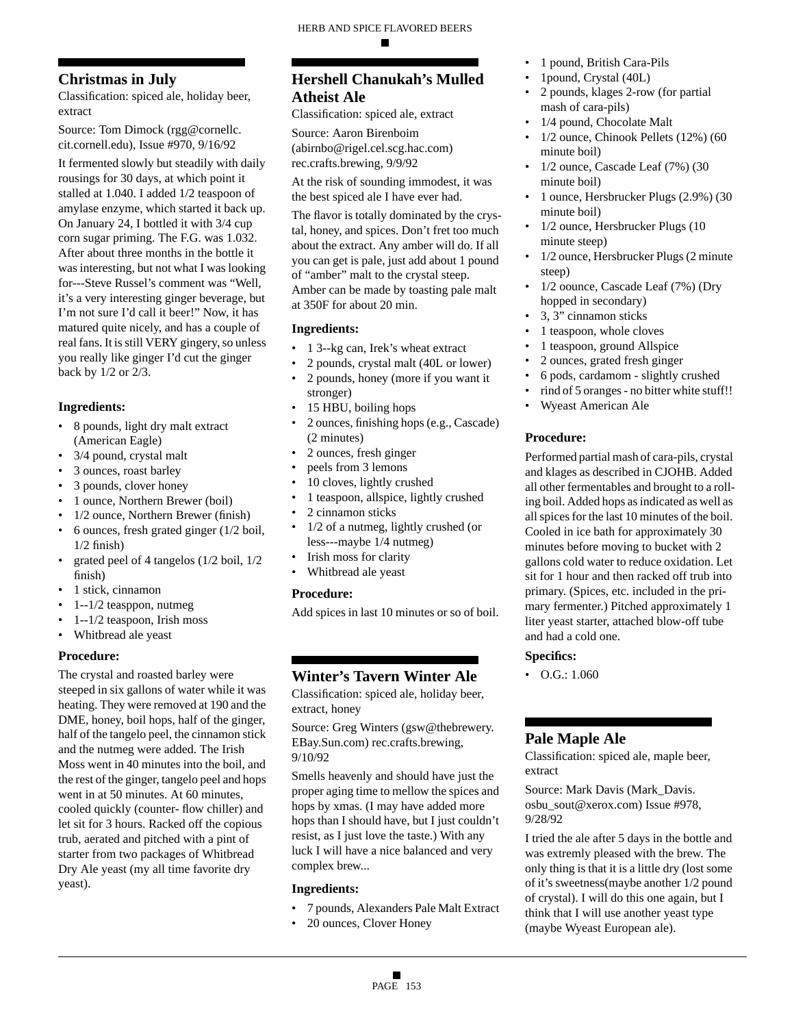## Christmas in July

Classification: spiced ale, holiday beer, extract

Source: Tom Dimock (rgg@cornellc.cit.cornell.edu), Issue #970, 9/16/92

It fermented slowly but steadily with daily rousings for 30 days, at which point it stalled at 1.040. I added 1/2 teaspoon of amylase enzyme, which started it back up. On January 24, I bottled it with 3/4 cup corn sugar priming. The F.G. was 1.032. After about three months in the bottle it was interesting, but not what I was looking for---Steve Russel's comment was "Well, it's a very interesting ginger beverage, but I'm not sure I'd call it beer!" Now, it has matured quite nicely, and has a couple of real fans. It is still VERY gingery, so unless you really like ginger I'd cut the ginger back by 1/2 or 2/3.

### Ingredients:

- 8 pounds, light dry malt extract (American Eagle)
- 3/4 pound, crystal malt
- 3 ounces, roast barley
- 3 pounds, clover honey
- 1 ounce, Northern Brewer (boil)
- 1/2 ounce, Northern Brewer (finish)
- 6 ounces, fresh grated ginger (1/2 boil, 1/2 finish)
- grated peel of 4 tangelos (1/2 boil, 1/2 finish)
- 1 stick, cinnamon
- 1--1/2 teasppon, nutmeg
- 1--1/2 teaspoon, Irish moss
- Whitbread ale yeast

### Procedure:

The crystal and roasted barley were steeped in six gallons of water while it was heating. They were removed at 190 and the DME, honey, boil hops, half of the ginger, half of the tangelo peel, the cinnamon stick and the nutmeg were added. The Irish Moss went in 40 minutes into the boil, and the rest of the ginger, tangelo peel and hops went in at 50 minutes. At 60 minutes, cooled quickly (counter- flow chiller) and let sit for 3 hours. Racked off the copious trub, aerated and pitched with a pint of starter from two packages of Whitbread Dry Ale yeast (my all time favorite dry yeast).

## Hershell Chanukah's Mulled Atheist Ale

Classification: spiced ale, extract

Source: Aaron Birenboim (abirnbo@rigel.cel.scg.hac.com) rec.crafts.brewing, 9/9/92

At the risk of sounding immodest, it was the best spiced ale I have ever had.

The flavor is totally dominated by the crystal, honey, and spices. Don't fret too much about the extract. Any amber will do. If all you can get is pale, just add about 1 pound of "amber" malt to the crystal steep. Amber can be made by toasting pale malt at 350F for about 20 min.

### Ingredients:

- 1 3--kg can, Irek's wheat extract
- 2 pounds, crystal malt (40L or lower)
- 2 pounds, honey (more if you want it stronger)
- 15 HBU, boiling hops
- 2 ounces, finishing hops (e.g., Cascade) (2 minutes)
- 2 ounces, fresh ginger
- peels from 3 lemons
- 10 cloves, lightly crushed
- 1 teaspoon, allspice, lightly crushed
- 2 cinnamon sticks
- 1/2 of a nutmeg, lightly crushed (or less---maybe 1/4 nutmeg)
- Irish moss for clarity
- Whitbread ale yeast

### Procedure:

Add spices in last 10 minutes or so of boil.

## Winter's Tavern Winter Ale

Classification: spiced ale, holiday beer, extract, honey

Source: Greg Winters (gsw@thebrewery.EBay.Sun.com) rec.crafts.brewing, 9/10/92

Smells heavenly and should have just the proper aging time to mellow the spices and hops by xmas. (I may have added more hops than I should have, but I just couldn't resist, as I just love the taste.) With any luck I will have a nice balanced and very complex brew...

### Ingredients:

- 7 pounds, Alexanders Pale Malt Extract
- 20 ounces, Clover Honey
- 1 pound, British Cara-Pils
- 1pound, Crystal (40L)
- 2 pounds, klages 2-row (for partial mash of cara-pils)
- 1/4 pound, Chocolate Malt
- 1/2 ounce, Chinook Pellets (12%) (60 minute boil)
- 1/2 ounce, Cascade Leaf (7%) (30 minute boil)
- 1 ounce, Hersbrucker Plugs (2.9%) (30 minute boil)
- 1/2 ounce, Hersbrucker Plugs (10 minute steep)
- 1/2 ounce, Hersbrucker Plugs (2 minute steep)
- 1/2 oounce, Cascade Leaf (7%) (Dry hopped in secondary)
- 3, 3" cinnamon sticks
- 1 teaspoon, whole cloves
- 1 teaspoon, ground Allspice
- 2 ounces, grated fresh ginger
- 6 pods, cardamom - slightly crushed
- rind of 5 oranges - no bitter white stuff!!
- Wyeast American Ale

### Procedure:

Performed partial mash of cara-pils, crystal and klages as described in CJOHB. Added all other fermentables and brought to a rolling boil. Added hops as indicated as well as all spices for the last 10 minutes of the boil. Cooled in ice bath for approximately 30 minutes before moving to bucket with 2 gallons cold water to reduce oxidation. Let sit for 1 hour and then racked off trub into primary. (Spices, etc. included in the primary fermenter.) Pitched approximately 1 liter yeast starter, attached blow-off tube and had a cold one.

### Specifics:

- O.G.: 1.060

## Pale Maple Ale

Classification: spiced ale, maple beer, extract

Source: Mark Davis (Mark_Davis.osbu_sout@xerox.com) Issue #978, 9/28/92

I tried the ale after 5 days in the bottle and was extremly pleased with the brew. The only thing is that it is a little dry (lost some of it's sweetness(maybe another 1/2 pound of crystal). I will do this one again, but I think that I will use another yeast type (maybe Wyeast European ale).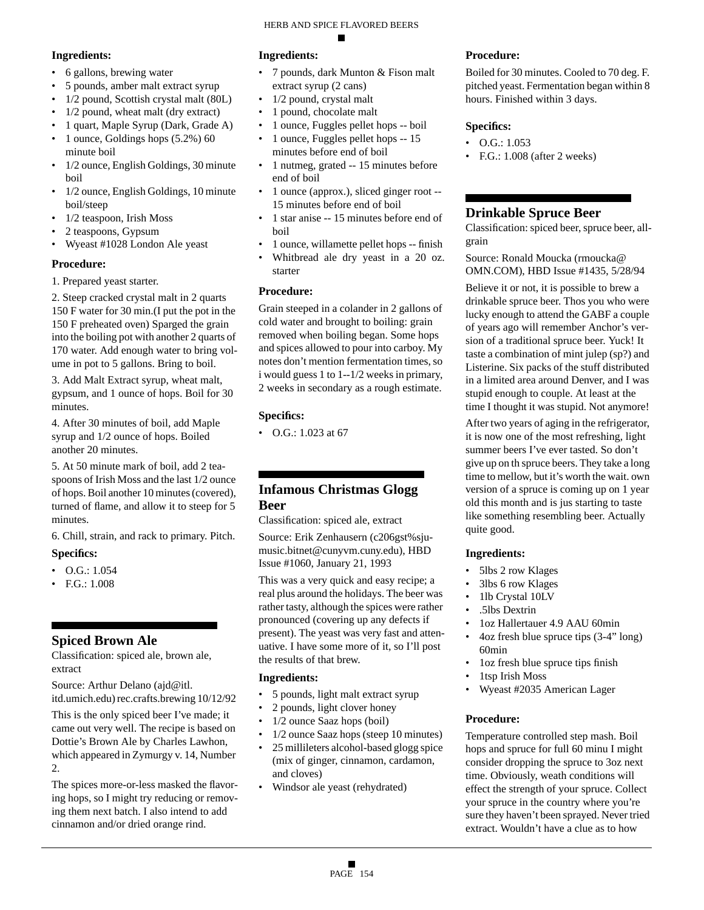**Ingredients:**

- 6 gallons, brewing water
- 5 pounds, amber malt extract syrup
- 1/2 pound, Scottish crystal malt (80L)
- 1/2 pound, wheat malt (dry extract)
- 1 quart, Maple Syrup (Dark, Grade A)
- 1 ounce, Goldings hops (5.2%) 60 minute boil
- 1/2 ounce, English Goldings, 30 minute boil
- 1/2 ounce, English Goldings, 10 minute boil/steep
- 1/2 teaspoon, Irish Moss
- 2 teaspoons, Gypsum
- Wyeast #1028 London Ale yeast

**Procedure:**

1. Prepared yeast starter.

2. Steep cracked crystal malt in 2 quarts 150 F water for 30 min.(I put the pot in the 150 F preheated oven) Sparged the grain into the boiling pot with another 2 quarts of 170 water. Add enough water to bring volume in pot to 5 gallons. Bring to boil.

3. Add Malt Extract syrup, wheat malt, gypsum, and 1 ounce of hops. Boil for 30 minutes.

4. After 30 minutes of boil, add Maple syrup and 1/2 ounce of hops. Boiled another 20 minutes.

5. At 50 minute mark of boil, add 2 teaspoons of Irish Moss and the last 1/2 ounce of hops. Boil another 10 minutes (covered), turned of flame, and allow it to steep for 5 minutes.

6. Chill, strain, and rack to primary. Pitch.

**Specifics:**

- O.G.: 1.054
- F.G.: 1.008

## Spiced Brown Ale

Classification: spiced ale, brown ale, extract

Source: Arthur Delano (ajd@itl.itd.umich.edu) rec.crafts.brewing 10/12/92

This is the only spiced beer I've made; it came out very well. The recipe is based on Dottie's Brown Ale by Charles Lawhon, which appeared in Zymurgy v. 14, Number 2.

The spices more-or-less masked the flavoring hops, so I might try reducing or removing them next batch. I also intend to add cinnamon and/or dried orange rind.

**Ingredients:**

- 7 pounds, dark Munton & Fison malt extract syrup (2 cans)
- 1/2 pound, crystal malt
- 1 pound, chocolate malt
- 1 ounce, Fuggles pellet hops -- boil
- 1 ounce, Fuggles pellet hops -- 15 minutes before end of boil
- 1 nutmeg, grated -- 15 minutes before end of boil
- 1 ounce (approx.), sliced ginger root -- 15 minutes before end of boil
- 1 star anise -- 15 minutes before end of boil
- 1 ounce, willamette pellet hops -- finish
- Whitbread ale dry yeast in a 20 oz. starter

**Procedure:**

Grain steeped in a colander in 2 gallons of cold water and brought to boiling: grain removed when boiling began. Some hops and spices allowed to pour into carboy. My notes don't mention fermentation times, so i would guess 1 to 1--1/2 weeks in primary, 2 weeks in secondary as a rough estimate.

**Specifics:**

- O.G.: 1.023 at 67

## Infamous Christmas Glogg Beer

Classification: spiced ale, extract

Source: Erik Zenhausern (c206gst%sju-music.bitnet@cunyvm.cuny.edu), HBD Issue #1060, January 21, 1993

This was a very quick and easy recipe; a real plus around the holidays. The beer was rather tasty, although the spices were rather pronounced (covering up any defects if present). The yeast was very fast and attenuative. I have some more of it, so I'll post the results of that brew.

**Ingredients:**

- 5 pounds, light malt extract syrup
- 2 pounds, light clover honey
- 1/2 ounce Saaz hops (boil)
- 1/2 ounce Saaz hops (steep 10 minutes)
- 25 millileters alcohol-based glogg spice (mix of ginger, cinnamon, cardamon, and cloves)
- Windsor ale yeast (rehydrated)

**Procedure:**

Boiled for 30 minutes. Cooled to 70 deg. F. pitched yeast. Fermentation began within 8 hours. Finished within 3 days.

**Specifics:**

- O.G.: 1.053
- F.G.: 1.008 (after 2 weeks)

## Drinkable Spruce Beer

Classification: spiced beer, spruce beer, all-grain

Source: Ronald Moucka (rmoucka@OMN.COM), HBD Issue #1435, 5/28/94

Believe it or not, it is possible to brew a drinkable spruce beer. Thos you who were lucky enough to attend the GABF a couple of years ago will remember Anchor's version of a traditional spruce beer. Yuck! It taste a combination of mint julep (sp?) and Listerine. Six packs of the stuff distributed in a limited area around Denver, and I was stupid enough to couple. At least at the time I thought it was stupid. Not anymore!

After two years of aging in the refrigerator, it is now one of the most refreshing, light summer beers I've ever tasted. So don't give up on th spruce beers. They take a long time to mellow, but it's worth the wait. own version of a spruce is coming up on 1 year old this month and is jus starting to taste like something resembling beer. Actually quite good.

**Ingredients:**

- 5lbs 2 row Klages
- 3lbs 6 row Klages
- 1lb Crystal 10LV
- .5lbs Dextrin
- 1oz Hallertauer 4.9 AAU 60min
- 4oz fresh blue spruce tips (3-4" long) 60min
- 1oz fresh blue spruce tips finish
- 1tsp Irish Moss
- Wyeast #2035 American Lager

**Procedure:**

Temperature controlled step mash. Boil hops and spruce for full 60 minu I might consider dropping the spruce to 3oz next time. Obviously, weath conditions will effect the strength of your spruce. Collect your spruce in the country where you're sure they haven't been sprayed. Never tried extract. Wouldn't have a clue as to how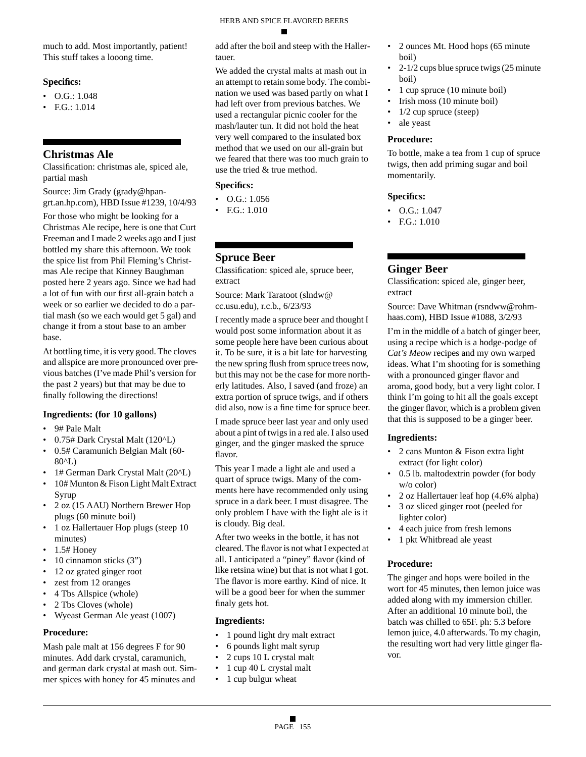much to add. Most importantly, patient! This stuff takes a looong time.

### Specifics:

- O.G.: 1.048
- F.G.: 1.014

## Christmas Ale

Classification: christmas ale, spiced ale, partial mash

Source: Jim Grady (grady@hpangrt.an.hp.com), HBD Issue #1239, 10/4/93

For those who might be looking for a Christmas Ale recipe, here is one that Curt Freeman and I made 2 weeks ago and I just bottled my share this afternoon. We took the spice list from Phil Fleming's Christmas Ale recipe that Kinney Baughman posted here 2 years ago. Since we had had a lot of fun with our first all-grain batch a week or so earlier we decided to do a partial mash (so we each would get 5 gal) and change it from a stout base to an amber base.

At bottling time, it is very good. The cloves and allspice are more pronounced over previous batches (I've made Phil's version for the past 2 years) but that may be due to finally following the directions!

### Ingredients: (for 10 gallons)

- 9# Pale Malt
- 0.75# Dark Crystal Malt (120^L)
- 0.5# Caramunich Belgian Malt (60-80^L)
- 1# German Dark Crystal Malt (20^L)
- 10# Munton & Fison Light Malt Extract Syrup
- 2 oz (15 AAU) Northern Brewer Hop plugs (60 minute boil)
- 1 oz Hallertauer Hop plugs (steep 10 minutes)
- 1.5# Honey
- 10 cinnamon sticks (3")
- 12 oz grated ginger root
- zest from 12 oranges
- 4 Tbs Allspice (whole)
- 2 Tbs Cloves (whole)
- Wyeast German Ale yeast (1007)

### Procedure:

Mash pale malt at 156 degrees F for 90 minutes. Add dark crystal, caramunich, and german dark crystal at mash out. Simmer spices with honey for 45 minutes and add after the boil and steep with the Hallertauer.

We added the crystal malts at mash out in an attempt to retain some body. The combination we used was based partly on what I had left over from previous batches. We used a rectangular picnic cooler for the mash/lauter tun. It did not hold the heat very well compared to the insulated box method that we used on our all-grain but we feared that there was too much grain to use the tried & true method.

### Specifics:

- O.G.: 1.056
- F.G.: 1.010

## Spruce Beer

Classification: spiced ale, spruce beer, extract

Source: Mark Taratoot (slndw@cc.usu.edu), r.c.b., 6/23/93

I recently made a spruce beer and thought I would post some information about it as some people here have been curious about it. To be sure, it is a bit late for harvesting the new spring flush from spruce trees now, but this may not be the case for more northerly latitudes. Also, I saved (and froze) an extra portion of spruce twigs, and if others did also, now is a fine time for spruce beer.

I made spruce beer last year and only used about a pint of twigs in a red ale. I also used ginger, and the ginger masked the spruce flavor.

This year I made a light ale and used a quart of spruce twigs. Many of the comments here have recommended only using spruce in a dark beer. I must disagree. The only problem I have with the light ale is it is cloudy. Big deal.

After two weeks in the bottle, it has not cleared. The flavor is not what I expected at all. I anticipated a "piney" flavor (kind of like retsina wine) but that is not what I got. The flavor is more earthy. Kind of nice. It will be a good beer for when the summer finaly gets hot.

### Ingredients:

- 1 pound light dry malt extract
- 6 pounds light malt syrup
- 2 cups 10 L crystal malt
- 1 cup 40 L crystal malt
- 1 cup bulgur wheat
- 2 ounces Mt. Hood hops (65 minute boil)
- 2-1/2 cups blue spruce twigs (25 minute boil)
- 1 cup spruce (10 minute boil)
- Irish moss (10 minute boil)
- 1/2 cup spruce (steep)
- ale yeast

### Procedure:

To bottle, make a tea from 1 cup of spruce twigs, then add priming sugar and boil momentarily.

### Specifics:

- O.G.: 1.047
- F.G.: 1.010

## Ginger Beer

Classification: spiced ale, ginger beer, extract

Source: Dave Whitman (rsndww@rohmhaas.com), HBD Issue #1088, 3/2/93

I'm in the middle of a batch of ginger beer, using a recipe which is a hodge-podge of *Cat's Meow* recipes and my own warped ideas. What I'm shooting for is something with a pronounced ginger flavor and aroma, good body, but a very light color. I think I'm going to hit all the goals except the ginger flavor, which is a problem given that this is supposed to be a ginger beer.

### Ingredients:

- 2 cans Munton & Fison extra light extract (for light color)
- 0.5 lb. maltodextrin powder (for body w/o color)
- 2 oz Hallertauer leaf hop (4.6% alpha)
- 3 oz sliced ginger root (peeled for lighter color)
- 4 each juice from fresh lemons
- 1 pkt Whitbread ale yeast

### Procedure:

The ginger and hops were boiled in the wort for 45 minutes, then lemon juice was added along with my immersion chiller. After an additional 10 minute boil, the batch was chilled to 65F. ph: 5.3 before lemon juice, 4.0 afterwards. To my chagin, the resulting wort had very little ginger flavor.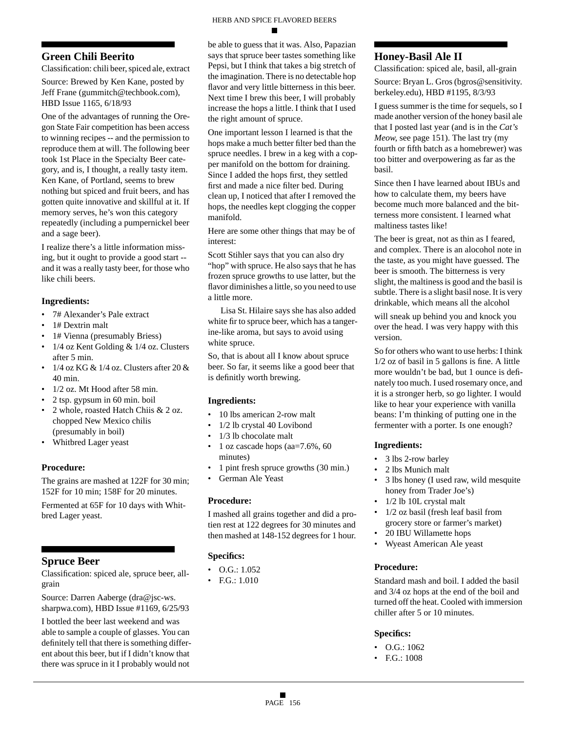## Green Chili Beerito

Classification: chili beer, spiced ale, extract

Source: Brewed by Ken Kane, posted by Jeff Frane (gummitch@techbook.com), HBD Issue 1165, 6/18/93

One of the advantages of running the Oregon State Fair competition has been access to winning recipes -- and the permission to reproduce them at will. The following beer took 1st Place in the Specialty Beer category, and is, I thought, a really tasty item. Ken Kane, of Portland, seems to brew nothing but spiced and fruit beers, and has gotten quite innovative and skillful at it. If memory serves, he's won this category repeatedly (including a pumpernickel beer and a sage beer).

I realize there's a little information missing, but it ought to provide a good start -- and it was a really tasty beer, for those who like chili beers.

### Ingredients:

- 7# Alexander's Pale extract
- 1# Dextrin malt
- 1# Vienna (presumably Briess)
- 1/4 oz Kent Golding & 1/4 oz. Clusters after 5 min.
- 1/4 oz KG & 1/4 oz. Clusters after 20 & 40 min.
- 1/2 oz. Mt Hood after 58 min.
- 2 tsp. gypsum in 60 min. boil
- 2 whole, roasted Hatch Chiis & 2 oz. chopped New Mexico chilis (presumably in boil)
- Whitbred Lager yeast

### Procedure:

The grains are mashed at 122F for 30 min; 152F for 10 min; 158F for 20 minutes.

Fermented at 65F for 10 days with Whitbred Lager yeast.

## Spruce Beer

Classification: spiced ale, spruce beer, all-grain

Source: Darren Aaberge (dra@jsc-ws.sharpwa.com), HBD Issue #1169, 6/25/93

I bottled the beer last weekend and was able to sample a couple of glasses. You can definitely tell that there is something different about this beer, but if I didn't know that there was spruce in it I probably would not be able to guess that it was. Also, Papazian says that spruce beer tastes something like Pepsi, but I think that takes a big stretch of the imagination. There is no detectable hop flavor and very little bitterness in this beer. Next time I brew this beer, I will probably increase the hops a little. I think that I used the right amount of spruce.

One important lesson I learned is that the hops make a much better filter bed than the spruce needles. I brew in a keg with a copper manifold on the bottom for draining. Since I added the hops first, they settled first and made a nice filter bed. During clean up, I noticed that after I removed the hops, the needles kept clogging the copper manifold.

Here are some other things that may be of interest:

Scott Stihler says that you can also dry "hop" with spruce. He also says that he has frozen spruce growths to use latter, but the flavor diminishes a little, so you need to use a little more.

Lisa St. Hilaire says she has also added white fir to spruce beer, which has a tangerine-like aroma, but says to avoid using white spruce.

So, that is about all I know about spruce beer. So far, it seems like a good beer that is definitly worth brewing.

### Ingredients:

- 10 lbs american 2-row malt
- 1/2 lb crystal 40 Lovibond
- 1/3 lb chocolate malt
- 1 oz cascade hops (aa=7.6%, 60 minutes)
- 1 pint fresh spruce growths (30 min.)
- German Ale Yeast

### Procedure:

I mashed all grains together and did a protien rest at 122 degrees for 30 minutes and then mashed at 148-152 degrees for 1 hour.

### Specifics:

- O.G.: 1.052
- F.G.: 1.010

## Honey-Basil Ale II

Classification: spiced ale, basil, all-grain

Source: Bryan L. Gros (bgros@sensitivity.berkeley.edu), HBD #1195, 8/3/93

I guess summer is the time for sequels, so I made another version of the honey basil ale that I posted last year (and is in the *Cat's Meow,* see page 151). The last try (my fourth or fifth batch as a homebrewer) was too bitter and overpowering as far as the basil.

Since then I have learned about IBUs and how to calculate them, my beers have become much more balanced and the bitterness more consistent. I learned what maltiness tastes like!

The beer is great, not as thin as I feared, and complex. There is an alcohol note in the taste, as you might have guessed. The beer is smooth. The bitterness is very slight, the maltiness is good and the basil is subtle. There is a slight basil nose. It is very drinkable, which means all the alcohol will sneak up behind you and knock you over the head. I was very happy with this version.

So for others who want to use herbs: I think 1/2 oz of basil in 5 gallons is fine. A little more wouldn't be bad, but 1 ounce is definately too much. I used rosemary once, and it is a stronger herb, so go lighter. I would like to hear your experience with vanilla beans: I'm thinking of putting one in the fermenter with a porter. Is one enough?

### Ingredients:

- 3 lbs 2-row barley
- 2 lbs Munich malt
- 3 lbs honey (I used raw, wild mesquite honey from Trader Joe's)
- 1/2 lb 10L crystal malt
- 1/2 oz basil (fresh leaf basil from grocery store or farmer's market)
- 20 IBU Willamette hops
- Wyeast American Ale yeast

### Procedure:

Standard mash and boil. I added the basil and 3/4 oz hops at the end of the boil and turned off the heat. Cooled with immersion chiller after 5 or 10 minutes.

### Specifics:

- O.G.: 1062
- F.G.: 1008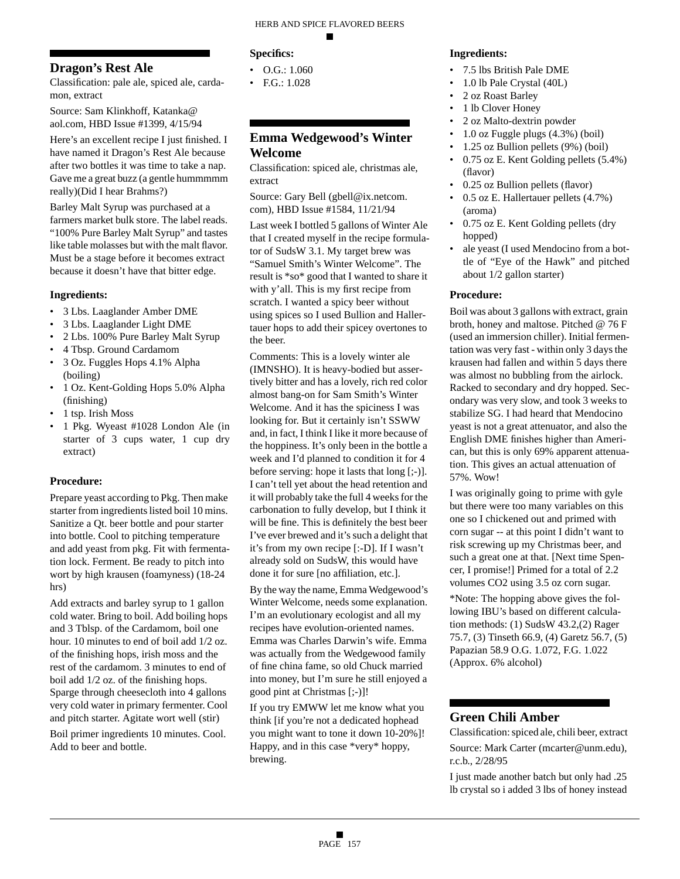## Dragon's Rest Ale

Classification: pale ale, spiced ale, cardamon, extract

Source: Sam Klinkhoff, Katanka@aol.com, HBD Issue #1399, 4/15/94

Here's an excellent recipe I just finished. I have named it Dragon's Rest Ale because after two bottles it was time to take a nap. Gave me a great buzz (a gentle hummmmm really)(Did I hear Brahms?)

Barley Malt Syrup was purchased at a farmers market bulk store. The label reads. "100% Pure Barley Malt Syrup" and tastes like table molasses but with the malt flavor. Must be a stage before it becomes extract because it doesn't have that bitter edge.

### Ingredients:

- 3 Lbs. Laaglander Amber DME
- 3 Lbs. Laaglander Light DME
- 2 Lbs. 100% Pure Barley Malt Syrup
- 4 Tbsp. Ground Cardamom
- 3 Oz. Fuggles Hops 4.1% Alpha (boiling)
- 1 Oz. Kent-Golding Hops 5.0% Alpha (finishing)
- 1 tsp. Irish Moss
- 1 Pkg. Wyeast #1028 London Ale (in starter of 3 cups water, 1 cup dry extract)

### Procedure:

Prepare yeast according to Pkg. Then make starter from ingredients listed boil 10 mins. Sanitize a Qt. beer bottle and pour starter into bottle. Cool to pitching temperature and add yeast from pkg. Fit with fermentation lock. Ferment. Be ready to pitch into wort by high krausen (foamyness) (18-24 hrs)

Add extracts and barley syrup to 1 gallon cold water. Bring to boil. Add boiling hops and 3 Tblsp. of the Cardamom, boil one hour. 10 minutes to end of boil add 1/2 oz. of the finishing hops, irish moss and the rest of the cardamom. 3 minutes to end of boil add 1/2 oz. of the finishing hops. Sparge through cheesecloth into 4 gallons very cold water in primary fermenter. Cool and pitch starter. Agitate wort well (stir)

Boil primer ingredients 10 minutes. Cool. Add to beer and bottle.

### Specifics:

- O.G.: 1.060
- F.G.: 1.028

## Emma Wedgewood's Winter Welcome

Classification: spiced ale, christmas ale, extract

Source: Gary Bell (gbell@ix.netcom.com), HBD Issue #1584, 11/21/94

Last week I bottled 5 gallons of Winter Ale that I created myself in the recipe formulator of SudsW 3.1. My target brew was "Samuel Smith's Winter Welcome". The result is *so* good that I wanted to share it with y'all. This is my first recipe from scratch. I wanted a spicy beer without using spices so I used Bullion and Hallertauer hops to add their spicey overtones to the beer.

Comments: This is a lovely winter ale (IMNSHO). It is heavy-bodied but assertively bitter and has a lovely, rich red color almost bang-on for Sam Smith's Winter Welcome. And it has the spiciness I was looking for. But it certainly isn't SSWW and, in fact, I think I like it more because of the hoppiness. It's only been in the bottle a week and I'd planned to condition it for 4 before serving: hope it lasts that long [;-)]. I can't tell yet about the head retention and it will probably take the full 4 weeks for the carbonation to fully develop, but I think it will be fine. This is definitely the best beer I've ever brewed and it's such a delight that it's from my own recipe [:-D]. If I wasn't already sold on SudsW, this would have done it for sure [no affiliation, etc.].

By the way the name, Emma Wedgewood's Winter Welcome, needs some explanation. I'm an evolutionary ecologist and all my recipes have evolution-oriented names. Emma was Charles Darwin's wife. Emma was actually from the Wedgewood family of fine china fame, so old Chuck married into money, but I'm sure he still enjoyed a good pint at Christmas [;-)]!

If you try EMWW let me know what you think [if you're not a dedicated hophead you might want to tone it down 10-20%]! Happy, and in this case *very* hoppy, brewing.

### Ingredients:

- 7.5 lbs British Pale DME
- 1.0 lb Pale Crystal (40L)
- 2 oz Roast Barley
- 1 lb Clover Honey
- 2 oz Malto-dextrin powder
- 1.0 oz Fuggle plugs (4.3%) (boil)
- 1.25 oz Bullion pellets (9%) (boil)
- 0.75 oz E. Kent Golding pellets (5.4%) (flavor)
- 0.25 oz Bullion pellets (flavor)
- 0.5 oz E. Hallertauer pellets (4.7%) (aroma)
- 0.75 oz E. Kent Golding pellets (dry hopped)
- ale yeast (I used Mendocino from a bottle of "Eye of the Hawk" and pitched about 1/2 gallon starter)

### Procedure:

Boil was about 3 gallons with extract, grain broth, honey and maltose. Pitched @ 76 F (used an immersion chiller). Initial fermentation was very fast - within only 3 days the krausen had fallen and within 5 days there was almost no bubbling from the airlock. Racked to secondary and dry hopped. Secondary was very slow, and took 3 weeks to stabilize SG. I had heard that Mendocino yeast is not a great attenuator, and also the English DME finishes higher than American, but this is only 69% apparent attenuation. This gives an actual attenuation of 57%. Wow!

I was originally going to prime with gyle but there were too many variables on this one so I chickened out and primed with corn sugar -- at this point I didn't want to risk screwing up my Christmas beer, and such a great one at that. [Next time Spencer, I promise!] Primed for a total of 2.2 volumes CO2 using 3.5 oz corn sugar.

*Note: The hopping above gives the following IBU's based on different calculation methods: (1) SudsW 43.2,(2) Rager 75.7, (3) Tinseth 66.9, (4) Garetz 56.7, (5) Papazian 58.9 O.G. 1.072, F.G. 1.022 (Approx. 6% alcohol)

## Green Chili Amber

Classification: spiced ale, chili beer, extract

Source: Mark Carter (mcarter@unm.edu), r.c.b., 2/28/95

I just made another batch but only had .25 lb crystal so i added 3 lbs of honey instead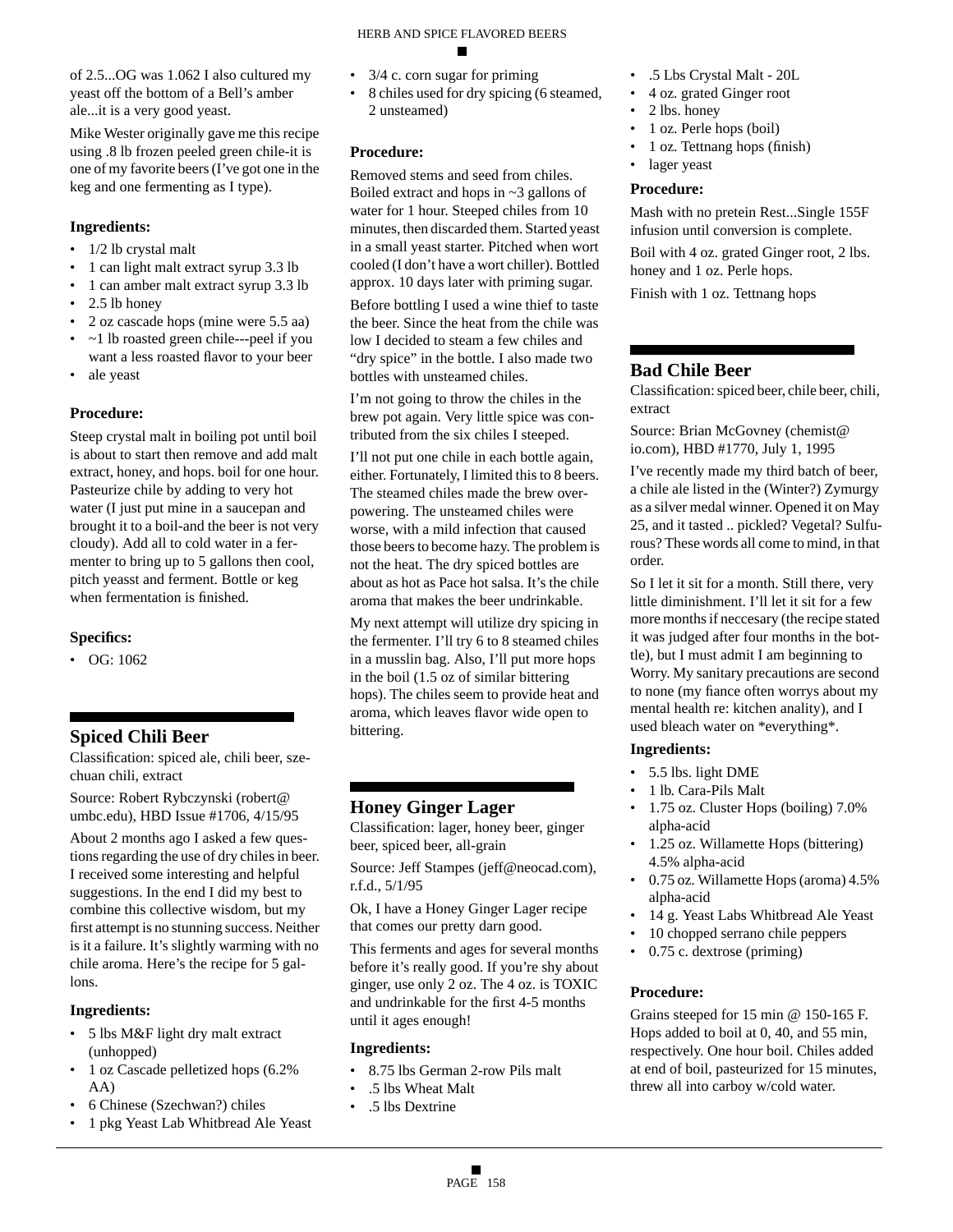of 2.5...OG was 1.062 I also cultured my yeast off the bottom of a Bell's amber ale...it is a very good yeast.

Mike Wester originally gave me this recipe using .8 lb frozen peeled green chile-it is one of my favorite beers (I've got one in the keg and one fermenting as I type).

### Ingredients:

- 1/2 lb crystal malt
- 1 can light malt extract syrup 3.3 lb
- 1 can amber malt extract syrup 3.3 lb
- 2.5 lb honey
- 2 oz cascade hops (mine were 5.5 aa)
- ~1 lb roasted green chile---peel if you want a less roasted flavor to your beer
- ale yeast

### Procedure:

Steep crystal malt in boiling pot until boil is about to start then remove and add malt extract, honey, and hops. boil for one hour. Pasteurize chile by adding to very hot water (I just put mine in a saucepan and brought it to a boil-and the beer is not very cloudy). Add all to cold water in a fermenter to bring up to 5 gallons then cool, pitch yeasst and ferment. Bottle or keg when fermentation is finished.

### Specifics:

- OG: 1062

## Spiced Chili Beer

Classification: spiced ale, chili beer, szechuan chili, extract

Source: Robert Rybczynski (robert@umbc.edu), HBD Issue #1706, 4/15/95

About 2 months ago I asked a few questions regarding the use of dry chiles in beer. I received some interesting and helpful suggestions. In the end I did my best to combine this collective wisdom, but my first attempt is no stunning success. Neither is it a failure. It's slightly warming with no chile aroma. Here's the recipe for 5 gallons.

### Ingredients:

- 5 lbs M&F light dry malt extract (unhopped)
- 1 oz Cascade pelletized hops (6.2% AA)
- 6 Chinese (Szechwan?) chiles
- 1 pkg Yeast Lab Whitbread Ale Yeast
- 3/4 c. corn sugar for priming
- 8 chiles used for dry spicing (6 steamed, 2 unsteamed)

### Procedure:

Removed stems and seed from chiles. Boiled extract and hops in ~3 gallons of water for 1 hour. Steeped chiles from 10 minutes, then discarded them. Started yeast in a small yeast starter. Pitched when wort cooled (I don't have a wort chiller). Bottled approx. 10 days later with priming sugar.

Before bottling I used a wine thief to taste the beer. Since the heat from the chile was low I decided to steam a few chiles and "dry spice" in the bottle. I also made two bottles with unsteamed chiles.

I'm not going to throw the chiles in the brew pot again. Very little spice was contributed from the six chiles I steeped.

I'll not put one chile in each bottle again, either. Fortunately, I limited this to 8 beers. The steamed chiles made the brew overpowering. The unsteamed chiles were worse, with a mild infection that caused those beers to become hazy. The problem is not the heat. The dry spiced bottles are about as hot as Pace hot salsa. It's the chile aroma that makes the beer undrinkable.

My next attempt will utilize dry spicing in the fermenter. I'll try 6 to 8 steamed chiles in a musslin bag. Also, I'll put more hops in the boil (1.5 oz of similar bittering hops). The chiles seem to provide heat and aroma, which leaves flavor wide open to bittering.

## Honey Ginger Lager

Classification: lager, honey beer, ginger beer, spiced beer, all-grain

Source: Jeff Stampes (jeff@neocad.com), r.f.d., 5/1/95

Ok, I have a Honey Ginger Lager recipe that comes our pretty darn good.

This ferments and ages for several months before it's really good. If you're shy about ginger, use only 2 oz. The 4 oz. is TOXIC and undrinkable for the first 4-5 months until it ages enough!

### Ingredients:

- 8.75 lbs German 2-row Pils malt
- .5 lbs Wheat Malt
- .5 lbs Dextrine
- .5 Lbs Crystal Malt - 20L
- 4 oz. grated Ginger root
- 2 lbs. honey
- 1 oz. Perle hops (boil)
- 1 oz. Tettnang hops (finish)
- lager yeast

### Procedure:

Mash with no pretein Rest...Single 155F infusion until conversion is complete.

Boil with 4 oz. grated Ginger root, 2 lbs. honey and 1 oz. Perle hops.

Finish with 1 oz. Tettnang hops

## Bad Chile Beer

Classification: spiced beer, chile beer, chili, extract

Source: Brian McGovney (chemist@io.com), HBD #1770, July 1, 1995

I've recently made my third batch of beer, a chile ale listed in the (Winter?) Zymurgy as a silver medal winner. Opened it on May 25, and it tasted .. pickled? Vegetal? Sulfurous? These words all come to mind, in that order.

So I let it sit for a month. Still there, very little diminishment. I'll let it sit for a few more months if neccesary (the recipe stated it was judged after four months in the bottle), but I must admit I am beginning to Worry. My sanitary precautions are second to none (my fiance often worrys about my mental health re: kitchen anality), and I used bleach water on *everything*.

### Ingredients:

- 5.5 lbs. light DME
- 1 lb. Cara-Pils Malt
- 1.75 oz. Cluster Hops (boiling) 7.0% alpha-acid
- 1.25 oz. Willamette Hops (bittering) 4.5% alpha-acid
- 0.75 oz. Willamette Hops (aroma) 4.5% alpha-acid
- 14 g. Yeast Labs Whitbread Ale Yeast
- 10 chopped serrano chile peppers
- 0.75 c. dextrose (priming)

### Procedure:

Grains steeped for 15 min @ 150-165 F. Hops added to boil at 0, 40, and 55 min, respectively. One hour boil. Chiles added at end of boil, pasteurized for 15 minutes, threw all into carboy w/cold water.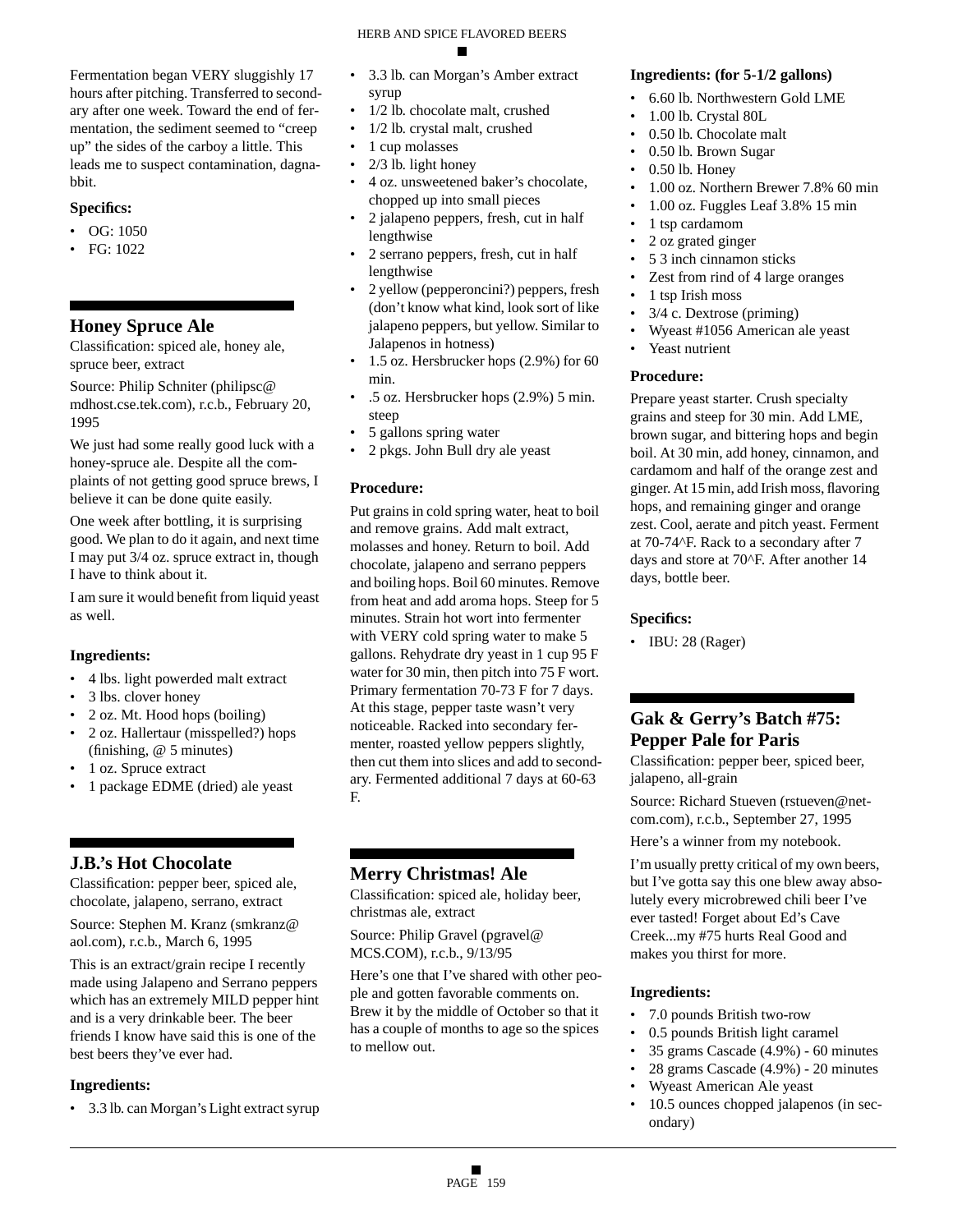Fermentation began VERY sluggishly 17 hours after pitching. Transferred to secondary after one week. Toward the end of fermentation, the sediment seemed to "creep up" the sides of the carboy a little. This leads me to suspect contamination, dagnabbit.

#### Specifics:

- OG: 1050
- FG: 1022

## Honey Spruce Ale

Classification: spiced ale, honey ale, spruce beer, extract

Source: Philip Schniter (philipsc@mdhost.cse.tek.com), r.c.b., February 20, 1995

We just had some really good luck with a honey-spruce ale. Despite all the complaints of not getting good spruce brews, I believe it can be done quite easily.

One week after bottling, it is surprising good. We plan to do it again, and next time I may put 3/4 oz. spruce extract in, though I have to think about it.

I am sure it would benefit from liquid yeast as well.

#### Ingredients:

- 4 lbs. light powerded malt extract
- 3 lbs. clover honey
- 2 oz. Mt. Hood hops (boiling)
- 2 oz. Hallertaur (misspelled?) hops (finishing, @ 5 minutes)
- 1 oz. Spruce extract
- 1 package EDME (dried) ale yeast

## J.B.'s Hot Chocolate

Classification: pepper beer, spiced ale, chocolate, jalapeno, serrano, extract

Source: Stephen M. Kranz (smkranz@aol.com), r.c.b., March 6, 1995

This is an extract/grain recipe I recently made using Jalapeno and Serrano peppers which has an extremely MILD pepper hint and is a very drinkable beer. The beer friends I know have said this is one of the best beers they've ever had.

#### Ingredients:

- 3.3 lb. can Morgan's Light extract syrup
- 3.3 lb. can Morgan's Amber extract syrup
- 1/2 lb. chocolate malt, crushed
- 1/2 lb. crystal malt, crushed
- 1 cup molasses
- 2/3 lb. light honey
- 4 oz. unsweetened baker's chocolate, chopped up into small pieces
- 2 jalapeno peppers, fresh, cut in half lengthwise
- 2 serrano peppers, fresh, cut in half lengthwise
- 2 yellow (pepperoncini?) peppers, fresh (don't know what kind, look sort of like jalapeno peppers, but yellow. Similar to Jalapenos in hotness)
- 1.5 oz. Hersbrucker hops (2.9%) for 60 min.
- .5 oz. Hersbrucker hops (2.9%) 5 min. steep
- 5 gallons spring water
- 2 pkgs. John Bull dry ale yeast

#### Procedure:

Put grains in cold spring water, heat to boil and remove grains. Add malt extract, molasses and honey. Return to boil. Add chocolate, jalapeno and serrano peppers and boiling hops. Boil 60 minutes. Remove from heat and add aroma hops. Steep for 5 minutes. Strain hot wort into fermenter with VERY cold spring water to make 5 gallons. Rehydrate dry yeast in 1 cup 95 F water for 30 min, then pitch into 75 F wort. Primary fermentation 70-73 F for 7 days. At this stage, pepper taste wasn't very noticeable. Racked into secondary fermenter, roasted yellow peppers slightly, then cut them into slices and add to secondary. Fermented additional 7 days at 60-63 F.

## Merry Christmas! Ale

Classification: spiced ale, holiday beer, christmas ale, extract

Source: Philip Gravel (pgravel@MCS.COM), r.c.b., 9/13/95

Here's one that I've shared with other people and gotten favorable comments on. Brew it by the middle of October so that it has a couple of months to age so the spices to mellow out.

#### Ingredients: (for 5-1/2 gallons)

- 6.60 lb. Northwestern Gold LME
- 1.00 lb. Crystal 80L
- 0.50 lb. Chocolate malt
- 0.50 lb. Brown Sugar
- 0.50 lb. Honey
- 1.00 oz. Northern Brewer 7.8% 60 min
- 1.00 oz. Fuggles Leaf 3.8% 15 min
- 1 tsp cardamom
- 2 oz grated ginger
- 5 3 inch cinnamon sticks
- Zest from rind of 4 large oranges
- 1 tsp Irish moss
- 3/4 c. Dextrose (priming)
- Wyeast #1056 American ale yeast
- Yeast nutrient

#### Procedure:

Prepare yeast starter. Crush specialty grains and steep for 30 min. Add LME, brown sugar, and bittering hops and begin boil. At 30 min, add honey, cinnamon, and cardamom and half of the orange zest and ginger. At 15 min, add Irish moss, flavoring hops, and remaining ginger and orange zest. Cool, aerate and pitch yeast. Ferment at 70-74^F. Rack to a secondary after 7 days and store at 70^F. After another 14 days, bottle beer.

#### Specifics:

- IBU: 28 (Rager)

## Gak & Gerry's Batch #75: Pepper Pale for Paris

Classification: pepper beer, spiced beer, jalapeno, all-grain

Source: Richard Stueven (rstueven@netcom.com), r.c.b., September 27, 1995

Here's a winner from my notebook.

I'm usually pretty critical of my own beers, but I've gotta say this one blew away absolutely every microbrewed chili beer I've ever tasted! Forget about Ed's Cave Creek...my #75 hurts Real Good and makes you thirst for more.

#### Ingredients:

- 7.0 pounds British two-row
- 0.5 pounds British light caramel
- 35 grams Cascade (4.9%) - 60 minutes
- 28 grams Cascade (4.9%) - 20 minutes
- Wyeast American Ale yeast
- 10.5 ounces chopped jalapenos (in secondary)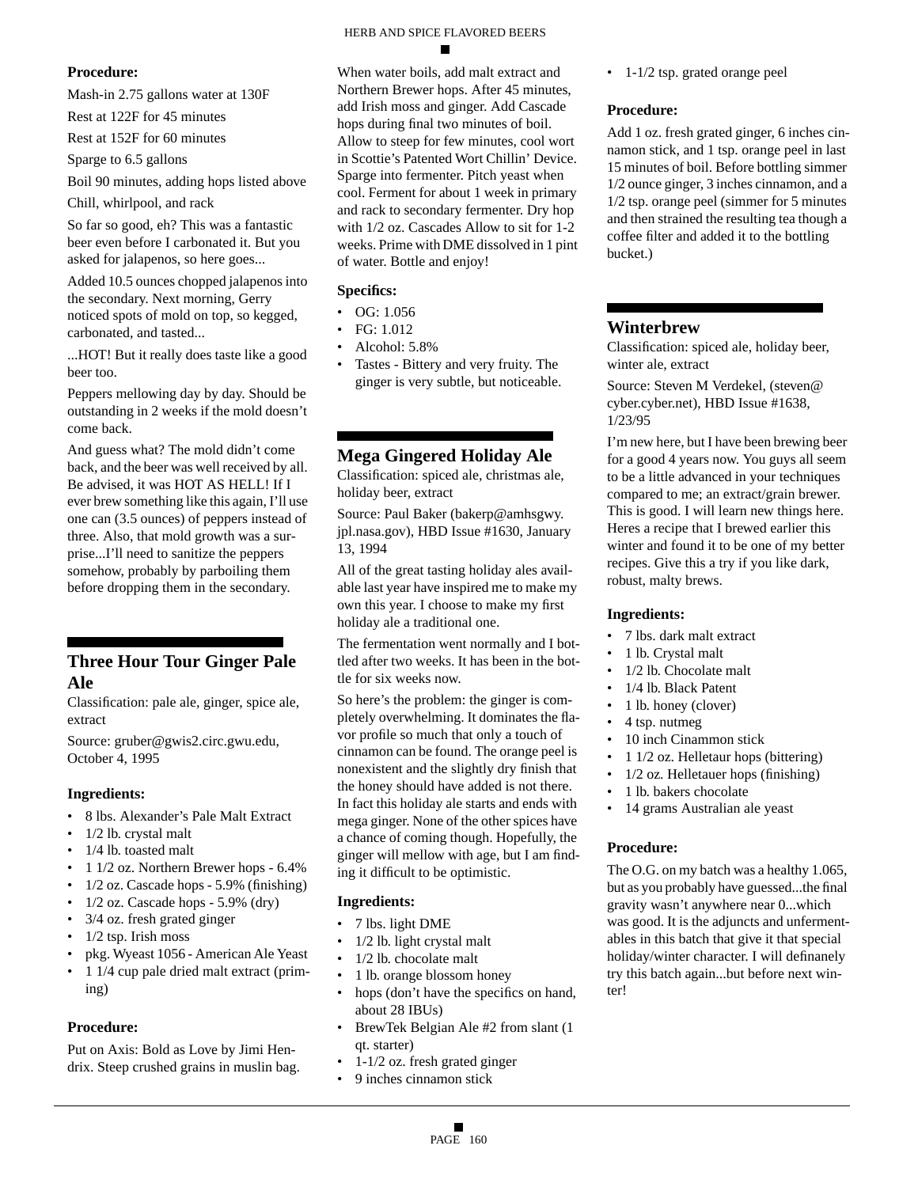**Procedure:**

Mash-in 2.75 gallons water at 130F

Rest at 122F for 45 minutes

Rest at 152F for 60 minutes

Sparge to 6.5 gallons

Boil 90 minutes, adding hops listed above

Chill, whirlpool, and rack

So far so good, eh? This was a fantastic beer even before I carbonated it. But you asked for jalapenos, so here goes...

Added 10.5 ounces chopped jalapenos into the secondary. Next morning, Gerry noticed spots of mold on top, so kegged, carbonated, and tasted...

...HOT! But it really does taste like a good beer too.

Peppers mellowing day by day. Should be outstanding in 2 weeks if the mold doesn't come back.

And guess what? The mold didn't come back, and the beer was well received by all. Be advised, it was HOT AS HELL! If I ever brew something like this again, I'll use one can (3.5 ounces) of peppers instead of three. Also, that mold growth was a surprise...I'll need to sanitize the peppers somehow, probably by parboiling them before dropping them in the secondary.

## Three Hour Tour Ginger Pale Ale

Classification: pale ale, ginger, spice ale, extract

Source: gruber@gwis2.circ.gwu.edu, October 4, 1995

**Ingredients:**

- 8 lbs. Alexander's Pale Malt Extract
- 1/2 lb. crystal malt
- 1/4 lb. toasted malt
- 1 1/2 oz. Northern Brewer hops - 6.4%
- 1/2 oz. Cascade hops - 5.9% (finishing)
- 1/2 oz. Cascade hops - 5.9% (dry)
- 3/4 oz. fresh grated ginger
- 1/2 tsp. Irish moss
- pkg. Wyeast 1056 - American Ale Yeast
- 1 1/4 cup pale dried malt extract (priming)

**Procedure:**

Put on Axis: Bold as Love by Jimi Hendrix. Steep crushed grains in muslin bag. When water boils, add malt extract and Northern Brewer hops. After 45 minutes, add Irish moss and ginger. Add Cascade hops during final two minutes of boil. Allow to steep for few minutes, cool wort in Scottie's Patented Wort Chillin' Device. Sparge into fermenter. Pitch yeast when cool. Ferment for about 1 week in primary and rack to secondary fermenter. Dry hop with 1/2 oz. Cascades Allow to sit for 1-2 weeks. Prime with DME dissolved in 1 pint of water. Bottle and enjoy!

**Specifics:**

- OG: 1.056
- FG: 1.012
- Alcohol: 5.8%
- Tastes - Bittery and very fruity. The ginger is very subtle, but noticeable.

## Mega Gingered Holiday Ale

Classification: spiced ale, christmas ale, holiday beer, extract

Source: Paul Baker (bakerp@amhsgwy.jpl.nasa.gov), HBD Issue #1630, January 13, 1994

All of the great tasting holiday ales available last year have inspired me to make my own this year. I choose to make my first holiday ale a traditional one.

The fermentation went normally and I bottled after two weeks. It has been in the bottle for six weeks now.

So here's the problem: the ginger is completely overwhelming. It dominates the flavor profile so much that only a touch of cinnamon can be found. The orange peel is nonexistent and the slightly dry finish that the honey should have added is not there. In fact this holiday ale starts and ends with mega ginger. None of the other spices have a chance of coming though. Hopefully, the ginger will mellow with age, but I am finding it difficult to be optimistic.

**Ingredients:**

- 7 lbs. light DME
- 1/2 lb. light crystal malt
- 1/2 lb. chocolate malt
- 1 lb. orange blossom honey
- hops (don't have the specifics on hand, about 28 IBUs)
- BrewTek Belgian Ale #2 from slant (1 qt. starter)
- 1-1/2 oz. fresh grated ginger
- 9 inches cinnamon stick
- 1-1/2 tsp. grated orange peel

**Procedure:**

Add 1 oz. fresh grated ginger, 6 inches cinnamon stick, and 1 tsp. orange peel in last 15 minutes of boil. Before bottling simmer 1/2 ounce ginger, 3 inches cinnamon, and a 1/2 tsp. orange peel (simmer for 5 minutes and then strained the resulting tea though a coffee filter and added it to the bottling bucket.)

## Winterbrew

Classification: spiced ale, holiday beer, winter ale, extract

Source: Steven M Verdekel, (steven@cyber.cyber.net), HBD Issue #1638, 1/23/95

I'm new here, but I have been brewing beer for a good 4 years now. You guys all seem to be a little advanced in your techniques compared to me; an extract/grain brewer. This is good. I will learn new things here. Heres a recipe that I brewed earlier this winter and found it to be one of my better recipes. Give this a try if you like dark, robust, malty brews.

**Ingredients:**

- 7 lbs. dark malt extract
- 1 lb. Crystal malt
- 1/2 lb. Chocolate malt
- 1/4 lb. Black Patent
- 1 lb. honey (clover)
- 4 tsp. nutmeg
- 10 inch Cinammon stick
- 1 1/2 oz. Helletaur hops (bittering)
- 1/2 oz. Helletauer hops (finishing)
- 1 lb. bakers chocolate
- 14 grams Australian ale yeast

**Procedure:**

The O.G. on my batch was a healthy 1.065, but as you probably have guessed...the final gravity wasn't anywhere near 0...which was good. It is the adjuncts and unfermentables in this batch that give it that special holiday/winter character. I will definanely try this batch again...but before next winter!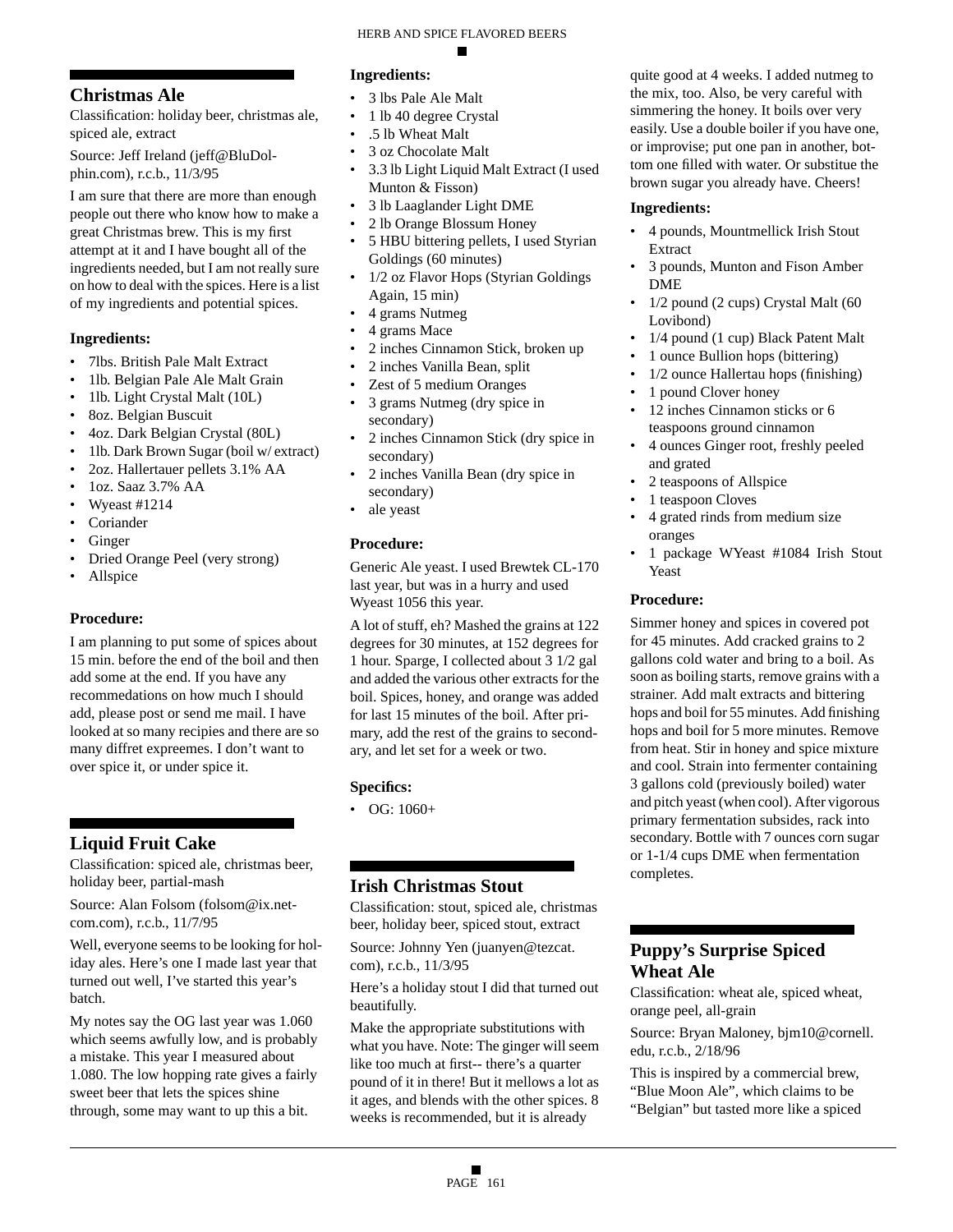## Christmas Ale

Classification: holiday beer, christmas ale, spiced ale, extract

Source: Jeff Ireland (jeff@BluDolphin.com), r.c.b., 11/3/95

I am sure that there are more than enough people out there who know how to make a great Christmas brew. This is my first attempt at it and I have bought all of the ingredients needed, but I am not really sure on how to deal with the spices. Here is a list of my ingredients and potential spices.

### Ingredients:

- 7lbs. British Pale Malt Extract
- 1lb. Belgian Pale Ale Malt Grain
- 1lb. Light Crystal Malt (10L)
- 8oz. Belgian Buscuit
- 4oz. Dark Belgian Crystal (80L)
- 1lb. Dark Brown Sugar (boil w/ extract)
- 2oz. Hallertauer pellets 3.1% AA
- 1oz. Saaz 3.7% AA
- Wyeast #1214
- Coriander
- Ginger
- Dried Orange Peel (very strong)
- Allspice

### Procedure:

I am planning to put some of spices about 15 min. before the end of the boil and then add some at the end. If you have any recommendations on how much I should add, please post or send me mail. I have looked at so many recipies and there are so many diffret expreemes. I don't want to over spice it, or under spice it.

## Liquid Fruit Cake

Classification: spiced ale, christmas beer, holiday beer, partial-mash

Source: Alan Folsom (folsom@ix.netcom.com), r.c.b., 11/7/95

Well, everyone seems to be looking for holiday ales. Here's one I made last year that turned out well, I've started this year's batch.

My notes say the OG last year was 1.060 which seems awfully low, and is probably a mistake. This year I measured about 1.080. The low hopping rate gives a fairly sweet beer that lets the spices shine through, some may want to up this a bit.

### Ingredients:

- 3 lbs Pale Ale Malt
- 1 lb 40 degree Crystal
- .5 lb Wheat Malt
- 3 oz Chocolate Malt
- 3.3 lb Light Liquid Malt Extract (I used Munton & Fisson)
- 3 lb Laaglander Light DME
- 2 lb Orange Blossum Honey
- 5 HBU bittering pellets, I used Styrian Goldings (60 minutes)
- 1/2 oz Flavor Hops (Styrian Goldings Again, 15 min)
- 4 grams Nutmeg
- 4 grams Mace
- 2 inches Cinnamon Stick, broken up
- 2 inches Vanilla Bean, split
- Zest of 5 medium Oranges
- 3 grams Nutmeg (dry spice in secondary)
- 2 inches Cinnamon Stick (dry spice in secondary)
- 2 inches Vanilla Bean (dry spice in secondary)
- ale yeast

### Procedure:

Generic Ale yeast. I used Brewtek CL-170 last year, but was in a hurry and used Wyeast 1056 this year.

A lot of stuff, eh? Mashed the grains at 122 degrees for 30 minutes, at 152 degrees for 1 hour. Sparge, I collected about 3 1/2 gal and added the various other extracts for the boil. Spices, honey, and orange was added for last 15 minutes of the boil. After primary, add the rest of the grains to secondary, and let set for a week or two.

### Specifics:

- OG: 1060+

## Irish Christmas Stout

Classification: stout, spiced ale, christmas beer, holiday beer, spiced stout, extract

Source: Johnny Yen (juanyen@tezcat.com), r.c.b., 11/3/95

Here's a holiday stout I did that turned out beautifully.

Make the appropriate substitutions with what you have. Note: The ginger will seem like too much at first-- there's a quarter pound of it in there! But it mellows a lot as it ages, and blends with the other spices. 8 weeks is recommended, but it is already quite good at 4 weeks. I added nutmeg to the mix, too. Also, be very careful with simmering the honey. It boils over very easily. Use a double boiler if you have one, or improvise; put one pan in another, bottom one filled with water. Or substitue the brown sugar you already have. Cheers!

### Ingredients:

- 4 pounds, Mountmellick Irish Stout Extract
- 3 pounds, Munton and Fison Amber DME
- 1/2 pound (2 cups) Crystal Malt (60 Lovibond)
- 1/4 pound (1 cup) Black Patent Malt
- 1 ounce Bullion hops (bittering)
- 1/2 ounce Hallertau hops (finishing)
- 1 pound Clover honey
- 12 inches Cinnamon sticks or 6 teaspoons ground cinnamon
- 4 ounces Ginger root, freshly peeled and grated
- 2 teaspoons of Allspice
- 1 teaspoon Cloves
- 4 grated rinds from medium size oranges
- 1 package WYeast #1084 Irish Stout Yeast

### Procedure:

Simmer honey and spices in covered pot for 45 minutes. Add cracked grains to 2 gallons cold water and bring to a boil. As soon as boiling starts, remove grains with a strainer. Add malt extracts and bittering hops and boil for 55 minutes. Add finishing hops and boil for 5 more minutes. Remove from heat. Stir in honey and spice mixture and cool. Strain into fermenter containing 3 gallons cold (previously boiled) water and pitch yeast (when cool). After vigorous primary fermentation subsides, rack into secondary. Bottle with 7 ounces corn sugar or 1-1/4 cups DME when fermentation completes.

## Puppy's Surprise Spiced Wheat Ale

Classification: wheat ale, spiced wheat, orange peel, all-grain

Source: Bryan Maloney, bjm10@cornell.edu, r.c.b., 2/18/96

This is inspired by a commercial brew, "Blue Moon Ale", which claims to be "Belgian" but tasted more like a spiced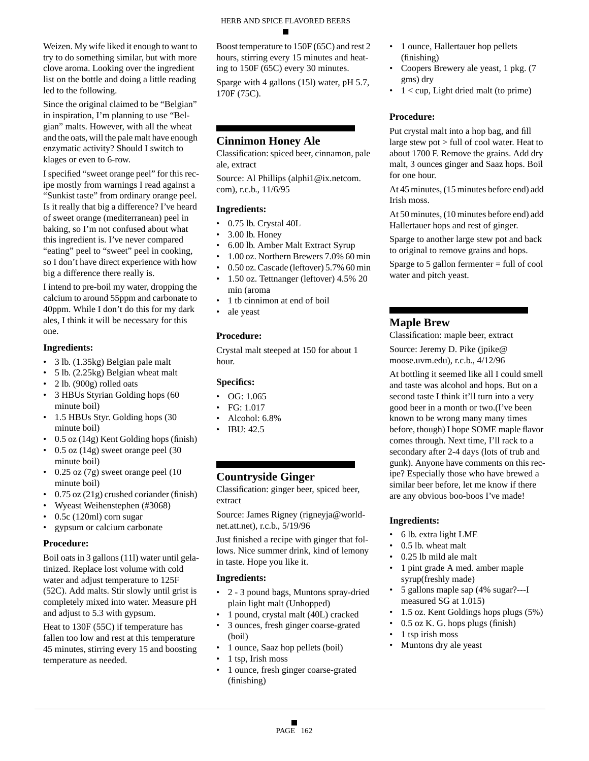Weizen. My wife liked it enough to want to try to do something similar, but with more clove aroma. Looking over the ingredient list on the bottle and doing a little reading led to the following.

Since the original claimed to be “Belgian” in inspiration, I’m planning to use “Belgian” malts. However, with all the wheat and the oats, will the pale malt have enough enzymatic activity? Should I switch to klages or even to 6-row.

I specified “sweet orange peel” for this recipe mostly from warnings I read against a “Sunkist taste” from ordinary orange peel. Is it really that big a difference? I’ve heard of sweet orange (mediterranean) peel in baking, so I’m not confused about what this ingredient is. I’ve never compared “eating” peel to “sweet” peel in cooking, so I don’t have direct experience with how big a difference there really is.

I intend to pre-boil my water, dropping the calcium to around 55ppm and carbonate to 40ppm. While I don’t do this for my dark ales, I think it will be necessary for this one.

**Ingredients:**

- 3 lb. (1.35kg) Belgian pale malt
- 5 lb. (2.25kg) Belgian wheat malt
- 2 lb. (900g) rolled oats
- 3 HBUs Styrian Golding hops (60 minute boil)
- 1.5 HBUs Styr. Golding hops (30 minute boil)
- 0.5 oz (14g) Kent Golding hops (finish)
- 0.5 oz (14g) sweet orange peel (30 minute boil)
- 0.25 oz (7g) sweet orange peel (10 minute boil)
- 0.75 oz (21g) crushed coriander (finish)
- Wyeast Weihenstephen (#3068)
- 0.5c (120ml) corn sugar
- gypsum or calcium carbonate

**Procedure:**

Boil oats in 3 gallons (11l) water until gelatinized. Replace lost volume with cold water and adjust temperature to 125F (52C). Add malts. Stir slowly until grist is completely mixed into water. Measure pH and adjust to 5.3 with gypsum.

Heat to 130F (55C) if temperature has fallen too low and rest at this temperature 45 minutes, stirring every 15 and boosting temperature as needed.

Boost temperature to 150F (65C) and rest 2 hours, stirring every 15 minutes and heating to 150F (65C) every 30 minutes.

Sparge with 4 gallons (15l) water, pH 5.7, 170F (75C).

## Cinnimon Honey Ale

Classification: spiced beer, cinnamon, pale ale, extract

Source: Al Phillips (alphi1@ix.netcom.com), r.c.b., 11/6/95

**Ingredients:**

- 0.75 lb. Crystal 40L
- 3.00 lb. Honey
- 6.00 lb. Amber Malt Extract Syrup
- 1.00 oz. Northern Brewers 7.0% 60 min
- 0.50 oz. Cascade (leftover) 5.7% 60 min
- 1.50 oz. Tettnanger (leftover) 4.5% 20 min (aroma
- 1 tb cinnimon at end of boil
- ale yeast

**Procedure:**

Crystal malt steeped at 150 for about 1 hour.

**Specifics:**

- OG: 1.065
- FG: 1.017
- Alcohol: 6.8%
- IBU: 42.5

## Countryside Ginger

Classification: ginger beer, spiced beer, extract

Source: James Rigney (rigneyja@worldnet.att.net), r.c.b., 5/19/96

Just finished a recipe with ginger that follows. Nice summer drink, kind of lemony in taste. Hope you like it.

**Ingredients:**

- 2 - 3 pound bags, Muntons spray-dried plain light malt (Unhopped)
- 1 pound, crystal malt (40L) cracked
- 3 ounces, fresh ginger coarse-grated (boil)
- 1 ounce, Saaz hop pellets (boil)
- 1 tsp, Irish moss
- 1 ounce, fresh ginger coarse-grated (finishing)
- 1 ounce, Hallertauer hop pellets (finishing)
- Coopers Brewery ale yeast, 1 pkg. (7 gms) dry
- 1 < cup, Light dried malt (to prime)

**Procedure:**

Put crystal malt into a hop bag, and fill large stew pot > full of cool water. Heat to about 1700 F. Remove the grains. Add dry malt, 3 ounces ginger and Saaz hops. Boil for one hour.

At 45 minutes, (15 minutes before end) add Irish moss.

At 50 minutes, (10 minutes before end) add Hallertauer hops and rest of ginger.

Sparge to another large stew pot and back to original to remove grains and hops.

Sparge to 5 gallon fermenter = full of cool water and pitch yeast.

## Maple Brew

Classification: maple beer, extract

Source: Jeremy D. Pike (jpike@moose.uvm.edu), r.c.b., 4/12/96

At bottling it seemed like all I could smell and taste was alcohol and hops. But on a second taste I think it’ll turn into a very good beer in a month or two.(I’ve been known to be wrong many many times before, though) I hope SOME maple flavor comes through. Next time, I’ll rack to a secondary after 2-4 days (lots of trub and gunk). Anyone have comments on this recipe? Especially those who have brewed a similar beer before, let me know if there are any obvious boo-boos I’ve made!

**Ingredients:**

- 6 lb. extra light LME
- 0.5 lb. wheat malt
- 0.25 lb mild ale malt
- 1 pint grade A med. amber maple syrup(freshly made)
- 5 gallons maple sap (4% sugar?---I measured SG at 1.015)
- 1.5 oz. Kent Goldings hops plugs (5%)
- 0.5 oz K. G. hops plugs (finish)
- 1 tsp irish moss
- Muntons dry ale yeast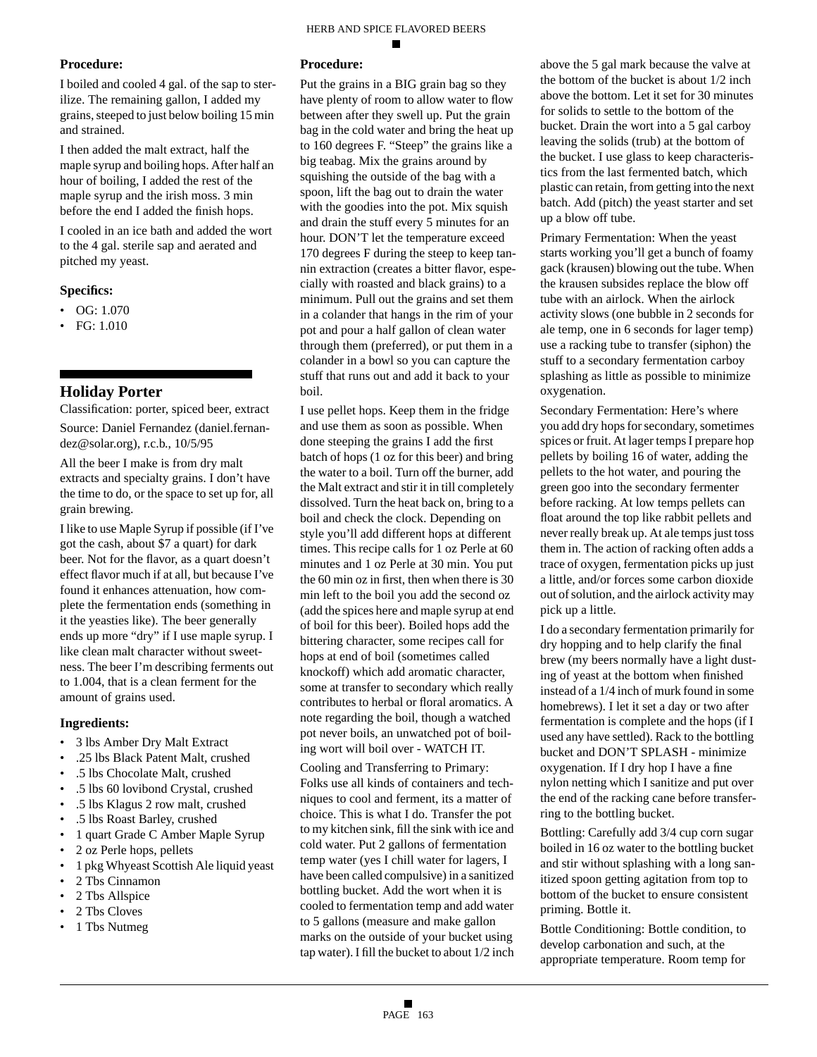**Procedure:**

I boiled and cooled 4 gal. of the sap to sterilize. The remaining gallon, I added my grains, steeped to just below boiling 15 min and strained.

I then added the malt extract, half the maple syrup and boiling hops. After half an hour of boiling, I added the rest of the maple syrup and the irish moss. 3 min before the end I added the finish hops.

I cooled in an ice bath and added the wort to the 4 gal. sterile sap and aerated and pitched my yeast.

**Specifics:**

- OG: 1.070
- FG: 1.010

## Holiday Porter

Classification: porter, spiced beer, extract

Source: Daniel Fernandez (daniel.fernandez@solar.org), r.c.b., 10/5/95

All the beer I make is from dry malt extracts and specialty grains. I don't have the time to do, or the space to set up for, all grain brewing.

I like to use Maple Syrup if possible (if I've got the cash, about $7 a quart) for dark beer. Not for the flavor, as a quart doesn't effect flavor much if at all, but because I've found it enhances attenuation, how complete the fermentation ends (something in it the yeasties like). The beer generally ends up more "dry" if I use maple syrup. I like clean malt character without sweetness. The beer I'm describing ferments out to 1.004, that is a clean ferment for the amount of grains used.

**Ingredients:**

- 3 lbs Amber Dry Malt Extract
- .25 lbs Black Patent Malt, crushed
- .5 lbs Chocolate Malt, crushed
- .5 lbs 60 lovibond Crystal, crushed
- .5 lbs Klagus 2 row malt, crushed
- .5 lbs Roast Barley, crushed
- 1 quart Grade C Amber Maple Syrup
- 2 oz Perle hops, pellets
- 1 pkg Whyeast Scottish Ale liquid yeast
- 2 Tbs Cinnamon
- 2 Tbs Allspice
- 2 Tbs Cloves
- 1 Tbs Nutmeg

**Procedure:**

Put the grains in a BIG grain bag so they have plenty of room to allow water to flow between after they swell up. Put the grain bag in the cold water and bring the heat up to 160 degrees F. "Steep" the grains like a big teabag. Mix the grains around by squishing the outside of the bag with a spoon, lift the bag out to drain the water with the goodies into the pot. Mix squish and drain the stuff every 5 minutes for an hour. DON'T let the temperature exceed 170 degrees F during the steep to keep tannin extraction (creates a bitter flavor, especially with roasted and black grains) to a minimum. Pull out the grains and set them in a colander that hangs in the rim of your pot and pour a half gallon of clean water through them (preferred), or put them in a colander in a bowl so you can capture the stuff that runs out and add it back to your boil.

I use pellet hops. Keep them in the fridge and use them as soon as possible. When done steeping the grains I add the first batch of hops (1 oz for this beer) and bring the water to a boil. Turn off the burner, add the Malt extract and stir it in till completely dissolved. Turn the heat back on, bring to a boil and check the clock. Depending on style you'll add different hops at different times. This recipe calls for 1 oz Perle at 60 minutes and 1 oz Perle at 30 min. You put the 60 min oz in first, then when there is 30 min left to the boil you add the second oz (add the spices here and maple syrup at end of boil for this beer). Boiled hops add the bittering character, some recipes call for hops at end of boil (sometimes called knockoff) which add aromatic character, some at transfer to secondary which really contributes to herbal or floral aromatics. A note regarding the boil, though a watched pot never boils, an unwatched pot of boiling wort will boil over - WATCH IT.

Cooling and Transferring to Primary: Folks use all kinds of containers and techniques to cool and ferment, its a matter of choice. This is what I do. Transfer the pot to my kitchen sink, fill the sink with ice and cold water. Put 2 gallons of fermentation temp water (yes I chill water for lagers, I have been called compulsive) in a sanitized bottling bucket. Add the wort when it is cooled to fermentation temp and add water to 5 gallons (measure and make gallon marks on the outside of your bucket using tap water). I fill the bucket to about 1/2 inch above the 5 gal mark because the valve at the bottom of the bucket is about 1/2 inch above the bottom. Let it set for 30 minutes for solids to settle to the bottom of the bucket. Drain the wort into a 5 gal carboy leaving the solids (trub) at the bottom of the bucket. I use glass to keep characteristics from the last fermented batch, which plastic can retain, from getting into the next batch. Add (pitch) the yeast starter and set up a blow off tube.

Primary Fermentation: When the yeast starts working you'll get a bunch of foamy gack (krausen) blowing out the tube. When the krausen subsides replace the blow off tube with an airlock. When the airlock activity slows (one bubble in 2 seconds for ale temp, one in 6 seconds for lager temp) use a racking tube to transfer (siphon) the stuff to a secondary fermentation carboy splashing as little as possible to minimize oxygenation.

Secondary Fermentation: Here's where you add dry hops for secondary, sometimes spices or fruit. At lager temps I prepare hop pellets by boiling 16 of water, adding the pellets to the hot water, and pouring the green goo into the secondary fermenter before racking. At low temps pellets can float around the top like rabbit pellets and never really break up. At ale temps just toss them in. The action of racking often adds a trace of oxygen, fermentation picks up just a little, and/or forces some carbon dioxide out of solution, and the airlock activity may pick up a little.

I do a secondary fermentation primarily for dry hopping and to help clarify the final brew (my beers normally have a light dusting of yeast at the bottom when finished instead of a 1/4 inch of murk found in some homebrews). I let it set a day or two after fermentation is complete and the hops (if I used any have settled). Rack to the bottling bucket and DON'T SPLASH - minimize oxygenation. If I dry hop I have a fine nylon netting which I sanitize and put over the end of the racking cane before transferring to the bottling bucket.

Bottling: Carefully add 3/4 cup corn sugar boiled in 16 oz water to the bottling bucket and stir without splashing with a long sanitized spoon getting agitation from top to bottom of the bucket to ensure consistent priming. Bottle it.

Bottle Conditioning: Bottle condition, to develop carbonation and such, at the appropriate temperature. Room temp for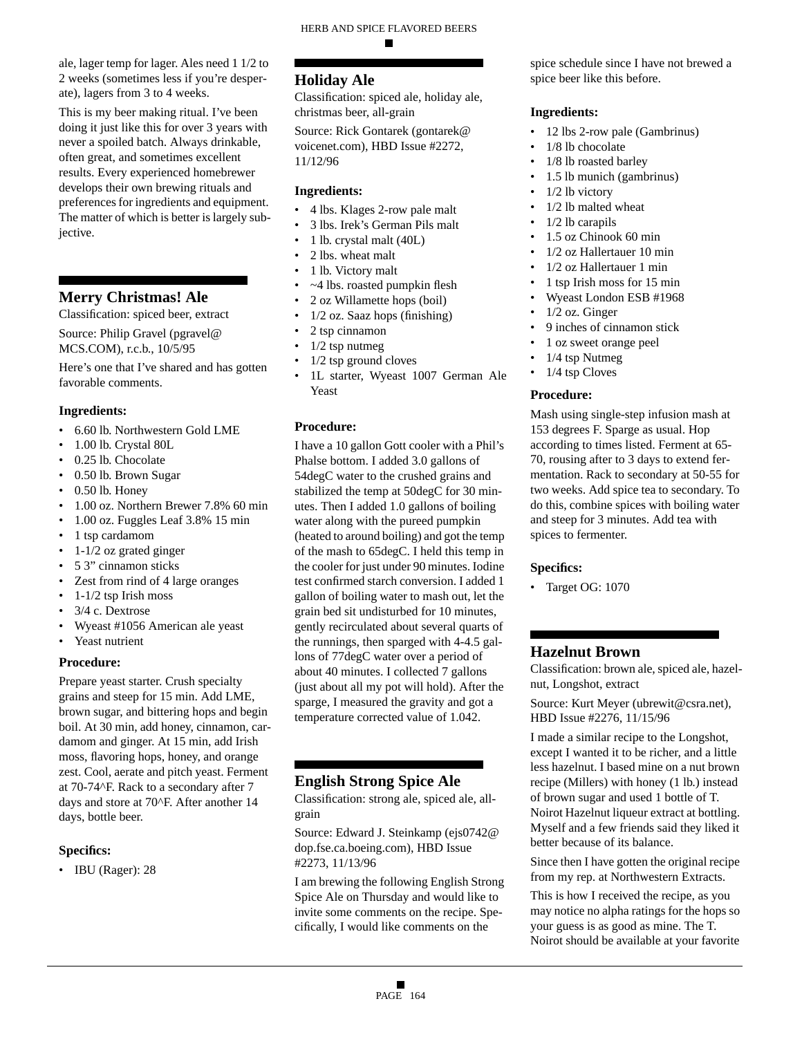ale, lager temp for lager. Ales need 1 1/2 to 2 weeks (sometimes less if you're desperate), lagers from 3 to 4 weeks.

This is my beer making ritual. I've been doing it just like this for over 3 years with never a spoiled batch. Always drinkable, often great, and sometimes excellent results. Every experienced homebrewer develops their own brewing rituals and preferences for ingredients and equipment. The matter of which is better is largely subjective.

## Merry Christmas! Ale

Classification: spiced beer, extract

Source: Philip Gravel (pgravel@MCS.COM), r.c.b., 10/5/95

Here's one that I've shared and has gotten favorable comments.

### Ingredients:

- 6.60 lb. Northwestern Gold LME
- 1.00 lb. Crystal 80L
- 0.25 lb. Chocolate
- 0.50 lb. Brown Sugar
- 0.50 lb. Honey
- 1.00 oz. Northern Brewer 7.8% 60 min
- 1.00 oz. Fuggles Leaf 3.8% 15 min
- 1 tsp cardamom
- 1-1/2 oz grated ginger
- 5 3" cinnamon sticks
- Zest from rind of 4 large oranges
- 1-1/2 tsp Irish moss
- 3/4 c. Dextrose
- Wyeast #1056 American ale yeast
- Yeast nutrient

### Procedure:

Prepare yeast starter. Crush specialty grains and steep for 15 min. Add LME, brown sugar, and bittering hops and begin boil. At 30 min, add honey, cinnamon, cardamom and ginger. At 15 min, add Irish moss, flavoring hops, honey, and orange zest. Cool, aerate and pitch yeast. Ferment at 70-74^F. Rack to a secondary after 7 days and store at 70^F. After another 14 days, bottle beer.

### Specifics:

- IBU (Rager): 28

## Holiday Ale

Classification: spiced ale, holiday ale, christmas beer, all-grain

Source: Rick Gontarek (gontarek@voicenet.com), HBD Issue #2272, 11/12/96

### Ingredients:

- 4 lbs. Klages 2-row pale malt
- 3 lbs. Irek's German Pils malt
- 1 lb. crystal malt (40L)
- 2 lbs. wheat malt
- 1 lb. Victory malt
- ~4 lbs. roasted pumpkin flesh
- 2 oz Willamette hops (boil)
- 1/2 oz. Saaz hops (finishing)
- 2 tsp cinnamon
- 1/2 tsp nutmeg
- 1/2 tsp ground cloves
- 1L starter, Wyeast 1007 German Ale Yeast

### Procedure:

I have a 10 gallon Gott cooler with a Phil's Phalse bottom. I added 3.0 gallons of 54degC water to the crushed grains and stabilized the temp at 50degC for 30 minutes. Then I added 1.0 gallons of boiling water along with the pureed pumpkin (heated to around boiling) and got the temp of the mash to 65degC. I held this temp in the cooler for just under 90 minutes. Iodine test confirmed starch conversion. I added 1 gallon of boiling water to mash out, let the grain bed sit undisturbed for 10 minutes, gently recirculated about several quarts of the runnings, then sparged with 4-4.5 gallons of 77degC water over a period of about 40 minutes. I collected 7 gallons (just about all my pot will hold). After the sparge, I measured the gravity and got a temperature corrected value of 1.042.

## English Strong Spice Ale

Classification: strong ale, spiced ale, all-grain

Source: Edward J. Steinkamp (ejs0742@dop.fse.ca.boeing.com), HBD Issue #2273, 11/13/96

I am brewing the following English Strong Spice Ale on Thursday and would like to invite some comments on the recipe. Specifically, I would like comments on the spice schedule since I have not brewed a spice beer like this before.

### Ingredients:

- 12 lbs 2-row pale (Gambrinus)
- 1/8 lb chocolate
- 1/8 lb roasted barley
- 1.5 lb munich (gambrinus)
- 1/2 lb victory
- 1/2 lb malted wheat
- 1/2 lb carapils
- 1.5 oz Chinook 60 min
- 1/2 oz Hallertauer 10 min
- 1/2 oz Hallertauer 1 min
- 1 tsp Irish moss for 15 min
- Wyeast London ESB #1968
- 1/2 oz. Ginger
- 9 inches of cinnamon stick
- 1 oz sweet orange peel
- 1/4 tsp Nutmeg
- 1/4 tsp Cloves

### Procedure:

Mash using single-step infusion mash at 153 degrees F. Sparge as usual. Hop according to times listed. Ferment at 65-70, rousing after to 3 days to extend fermentation. Rack to secondary at 50-55 for two weeks. Add spice tea to secondary. To do this, combine spices with boiling water and steep for 3 minutes. Add tea with spices to fermenter.

### Specifics:

- Target OG: 1070

## Hazelnut Brown

Classification: brown ale, spiced ale, hazelnut, Longshot, extract

Source: Kurt Meyer (ubrewit@csra.net), HBD Issue #2276, 11/15/96

I made a similar recipe to the Longshot, except I wanted it to be richer, and a little less hazelnut. I based mine on a nut brown recipe (Millers) with honey (1 lb.) instead of brown sugar and used 1 bottle of T. Noirot Hazelnut liqueur extract at bottling. Myself and a few friends said they liked it better because of its balance.

Since then I have gotten the original recipe from my rep. at Northwestern Extracts.

This is how I received the recipe, as you may notice no alpha ratings for the hops so your guess is as good as mine. The T. Noirot should be available at your favorite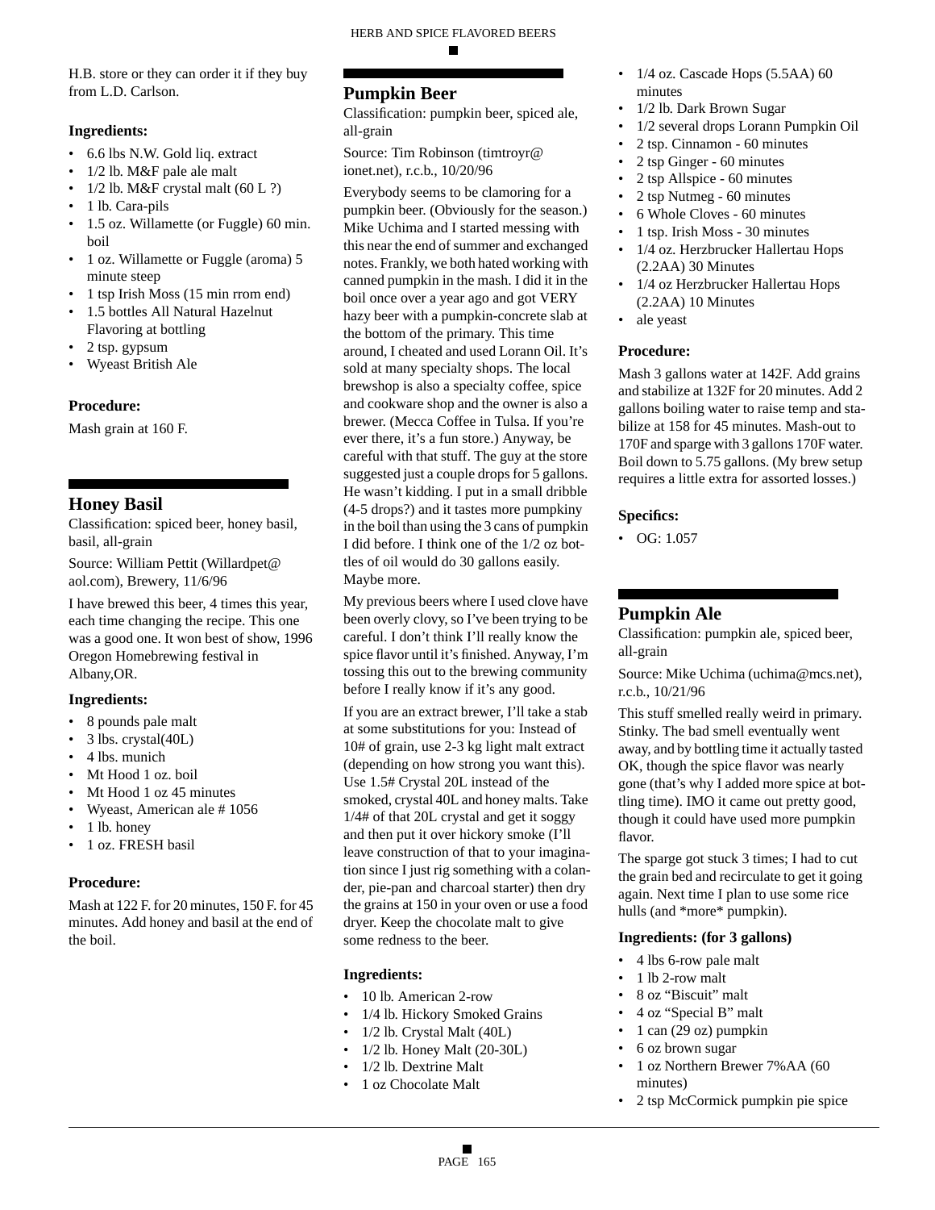H.B. store or they can order it if they buy from L.D. Carlson.

### Ingredients:

- 6.6 lbs N.W. Gold liq. extract
- 1/2 lb. M&F pale ale malt
- 1/2 lb. M&F crystal malt (60 L ?)
- 1 lb. Cara-pils
- 1.5 oz. Willamette (or Fuggle) 60 min. boil
- 1 oz. Willamette or Fuggle (aroma) 5 minute steep
- 1 tsp Irish Moss (15 min rrom end)
- 1.5 bottles All Natural Hazelnut Flavoring at bottling
- 2 tsp. gypsum
- Wyeast British Ale

### Procedure:

Mash grain at 160 F.

## Honey Basil

Classification: spiced beer, honey basil, basil, all-grain

Source: William Pettit (Willardpet@aol.com), Brewery, 11/6/96

I have brewed this beer, 4 times this year, each time changing the recipe. This one was a good one. It won best of show, 1996 Oregon Homebrewing festival in Albany,OR.

### Ingredients:

- 8 pounds pale malt
- 3 lbs. crystal(40L)
- 4 lbs. munich
- Mt Hood 1 oz. boil
- Mt Hood 1 oz 45 minutes
- Wyeast, American ale # 1056
- 1 lb. honey
- 1 oz. FRESH basil

### Procedure:

Mash at 122 F. for 20 minutes, 150 F. for 45 minutes. Add honey and basil at the end of the boil.

## Pumpkin Beer

Classification: pumpkin beer, spiced ale, all-grain

Source: Tim Robinson (timtroyr@ionet.net), r.c.b., 10/20/96

Everybody seems to be clamoring for a pumpkin beer. (Obviously for the season.) Mike Uchima and I started messing with this near the end of summer and exchanged notes. Frankly, we both hated working with canned pumpkin in the mash. I did it in the boil once over a year ago and got VERY hazy beer with a pumpkin-concrete slab at the bottom of the primary. This time around, I cheated and used Lorann Oil. It's sold at many specialty shops. The local brewshop is also a specialty coffee, spice and cookware shop and the owner is also a brewer. (Mecca Coffee in Tulsa. If you're ever there, it's a fun store.) Anyway, be careful with that stuff. The guy at the store suggested just a couple drops for 5 gallons. He wasn't kidding. I put in a small dribble (4-5 drops?) and it tastes more pumpkiny in the boil than using the 3 cans of pumpkin I did before. I think one of the 1/2 oz bottles of oil would do 30 gallons easily. Maybe more.

My previous beers where I used clove have been overly clovy, so I've been trying to be careful. I don't think I'll really know the spice flavor until it's finished. Anyway, I'm tossing this out to the brewing community before I really know if it's any good.

If you are an extract brewer, I'll take a stab at some substitutions for you: Instead of 10# of grain, use 2-3 kg light malt extract (depending on how strong you want this). Use 1.5# Crystal 20L instead of the smoked, crystal 40L and honey malts. Take 1/4# of that 20L crystal and get it soggy and then put it over hickory smoke (I'll leave construction of that to your imagination since I just rig something with a colander, pie-pan and charcoal starter) then dry the grains at 150 in your oven or use a food dryer. Keep the chocolate malt to give some redness to the beer.

### Ingredients:

- 10 lb. American 2-row
- 1/4 lb. Hickory Smoked Grains
- 1/2 lb. Crystal Malt (40L)
- 1/2 lb. Honey Malt (20-30L)
- 1/2 lb. Dextrine Malt
- 1 oz Chocolate Malt
- 1/4 oz. Cascade Hops (5.5AA) 60 minutes
- 1/2 lb. Dark Brown Sugar
- 1/2 several drops Lorann Pumpkin Oil
- 2 tsp. Cinnamon - 60 minutes
- 2 tsp Ginger - 60 minutes
- 2 tsp Allspice - 60 minutes
- 2 tsp Nutmeg - 60 minutes
- 6 Whole Cloves - 60 minutes
- 1 tsp. Irish Moss - 30 minutes
- 1/4 oz. Herzbrucker Hallertau Hops (2.2AA) 30 Minutes
- 1/4 oz Herzbrucker Hallertau Hops (2.2AA) 10 Minutes
- ale yeast

### Procedure:

Mash 3 gallons water at 142F. Add grains and stabilize at 132F for 20 minutes. Add 2 gallons boiling water to raise temp and stabilize at 158 for 45 minutes. Mash-out to 170F and sparge with 3 gallons 170F water. Boil down to 5.75 gallons. (My brew setup requires a little extra for assorted losses.)

### Specifics:

- OG: 1.057

## Pumpkin Ale

Classification: pumpkin ale, spiced beer, all-grain

Source: Mike Uchima (uchima@mcs.net), r.c.b., 10/21/96

This stuff smelled really weird in primary. Stinky. The bad smell eventually went away, and by bottling time it actually tasted OK, though the spice flavor was nearly gone (that's why I added more spice at bottling time). IMO it came out pretty good, though it could have used more pumpkin flavor.

The sparge got stuck 3 times; I had to cut the grain bed and recirculate to get it going again. Next time I plan to use some rice hulls (and *more* pumpkin).

### Ingredients: (for 3 gallons)

- 4 lbs 6-row pale malt
- 1 lb 2-row malt
- 8 oz "Biscuit" malt
- 4 oz "Special B" malt
- 1 can (29 oz) pumpkin
- 6 oz brown sugar
- 1 oz Northern Brewer 7%AA (60 minutes)
- 2 tsp McCormick pumpkin pie spice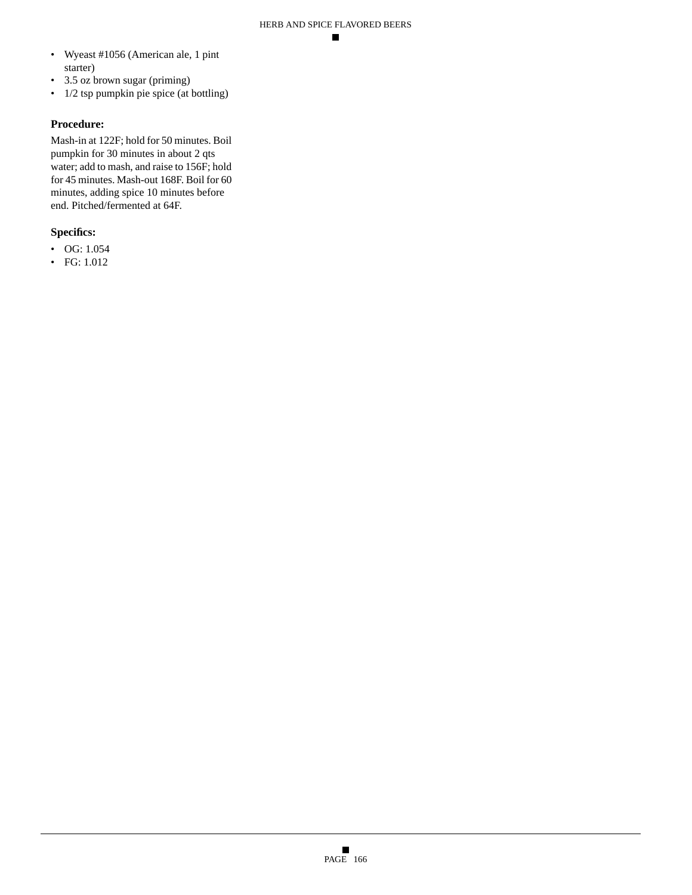- Wyeast #1056 (American ale, 1 pint starter)
- 3.5 oz brown sugar (priming)
- 1/2 tsp pumpkin pie spice (at bottling)

**Procedure:**

Mash-in at 122F; hold for 50 minutes. Boil pumpkin for 30 minutes in about 2 qts water; add to mash, and raise to 156F; hold for 45 minutes. Mash-out 168F. Boil for 60 minutes, adding spice 10 minutes before end. Pitched/fermented at 64F.

**Specifics:**

- OG: 1.054
- FG: 1.012